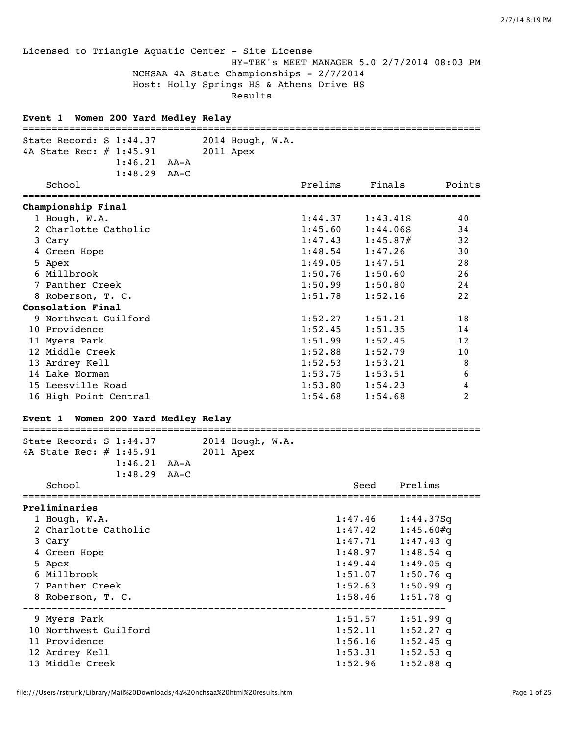Licensed to Triangle Aquatic Center - Site License

HY-TEK's MEET MANAGER 5.0 2/7/2014 08:03 PM

NCHSAA 4A State Championships - 2/7/2014

Host: Holly Springs HS & Athens Drive HS

Results

### Event 1 Women 200 Yard Medley Relay

State Record: S 1:44.37 2014 Hough, W.A.
4A State Rec: # 1:45.91 2011 Apex
1:46.21 AA-A
1:48.29 AA-C

| | School | Prelims | Finals | Points |
|---|---|---|---|---|
| **Championship Final** | | | | |
| 1 | Hough, W.A. | 1:44.37 | 1:43.41S | 40 |
| 2 | Charlotte Catholic | 1:45.60 | 1:44.06S | 34 |
| 3 | Cary | 1:47.43 | 1:45.87# | 32 |
| 4 | Green Hope | 1:48.54 | 1:47.26 | 30 |
| 5 | Apex | 1:49.05 | 1:47.51 | 28 |
| 6 | Millbrook | 1:50.76 | 1:50.60 | 26 |
| 7 | Panther Creek | 1:50.99 | 1:50.80 | 24 |
| 8 | Roberson, T. C. | 1:51.78 | 1:52.16 | 22 |
| **Consolation Final** | | | | |
| 9 | Northwest Guilford | 1:52.27 | 1:51.21 | 18 |
| 10 | Providence | 1:52.45 | 1:51.35 | 14 |
| 11 | Myers Park | 1:51.99 | 1:52.45 | 12 |
| 12 | Middle Creek | 1:52.88 | 1:52.79 | 10 |
| 13 | Ardrey Kell | 1:52.53 | 1:53.21 | 8 |
| 14 | Lake Norman | 1:53.75 | 1:53.51 | 6 |
| 15 | Leesville Road | 1:53.80 | 1:54.23 | 4 |
| 16 | High Point Central | 1:54.68 | 1:54.68 | 2 |

### Event 1 Women 200 Yard Medley Relay

State Record: S 1:44.37 2014 Hough, W.A.
4A State Rec: # 1:45.91 2011 Apex
1:46.21 AA-A
1:48.29 AA-C

| | School | Seed | Prelims |
|---|---|---|---|
| **Preliminaries** | | | |
| 1 | Hough, W.A. | 1:47.46 | 1:44.37Sq |
| 2 | Charlotte Catholic | 1:47.42 | 1:45.60#q |
| 3 | Cary | 1:47.71 | 1:47.43 q |
| 4 | Green Hope | 1:48.97 | 1:48.54 q |
| 5 | Apex | 1:49.44 | 1:49.05 q |
| 6 | Millbrook | 1:51.07 | 1:50.76 q |
| 7 | Panther Creek | 1:52.63 | 1:50.99 q |
| 8 | Roberson, T. C. | 1:58.46 | 1:51.78 q |
| 9 | Myers Park | 1:51.57 | 1:51.99 q |
| 10 | Northwest Guilford | 1:52.11 | 1:52.27 q |
| 11 | Providence | 1:56.16 | 1:52.45 q |
| 12 | Ardrey Kell | 1:53.31 | 1:52.53 q |
| 13 | Middle Creek | 1:52.96 | 1:52.88 q |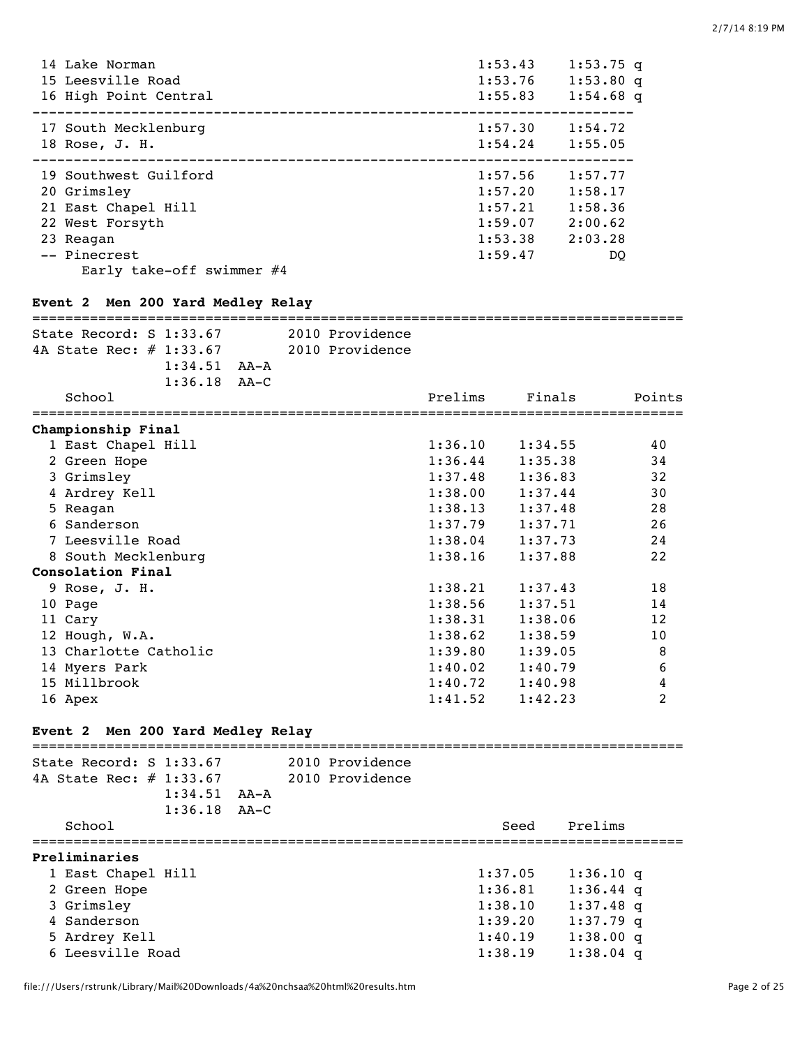| Place | School | Seed | Prelims |
|---|---|---|---|
| 14 | Lake Norman | 1:53.43 | 1:53.75 q |
| 15 | Leesville Road | 1:53.76 | 1:53.80 q |
| 16 | High Point Central | 1:55.83 | 1:54.68 q |
| 17 | South Mecklenburg | 1:57.30 | 1:54.72 |
| 18 | Rose, J. H. | 1:54.24 | 1:55.05 |
| 19 | Southwest Guilford | 1:57.56 | 1:57.77 |
| 20 | Grimsley | 1:57.20 | 1:58.17 |
| 21 | East Chapel Hill | 1:57.21 | 1:58.36 |
| 22 | West Forsyth | 1:59.07 | 2:00.62 |
| 23 | Reagan | 1:53.38 | 2:03.28 |
| -- | Pinecrest | 1:59.47 | DQ |

Early take-off swimmer #4

### Event 2 Men 200 Yard Medley Relay

State Record: S 1:33.67 2010 Providence
4A State Rec: # 1:33.67 2010 Providence
1:34.51 AA-A
1:36.18 AA-C

| Place | School | Prelims | Finals | Points |
|---|---|---|---|---|
| **Championship Final** | | | | |
| 1 | East Chapel Hill | 1:36.10 | 1:34.55 | 40 |
| 2 | Green Hope | 1:36.44 | 1:35.38 | 34 |
| 3 | Grimsley | 1:37.48 | 1:36.83 | 32 |
| 4 | Ardrey Kell | 1:38.00 | 1:37.44 | 30 |
| 5 | Reagan | 1:38.13 | 1:37.48 | 28 |
| 6 | Sanderson | 1:37.79 | 1:37.71 | 26 |
| 7 | Leesville Road | 1:38.04 | 1:37.73 | 24 |
| 8 | South Mecklenburg | 1:38.16 | 1:37.88 | 22 |
| **Consolation Final** | | | | |
| 9 | Rose, J. H. | 1:38.21 | 1:37.43 | 18 |
| 10 | Page | 1:38.56 | 1:37.51 | 14 |
| 11 | Cary | 1:38.31 | 1:38.06 | 12 |
| 12 | Hough, W.A. | 1:38.62 | 1:38.59 | 10 |
| 13 | Charlotte Catholic | 1:39.80 | 1:39.05 | 8 |
| 14 | Myers Park | 1:40.02 | 1:40.79 | 6 |
| 15 | Millbrook | 1:40.72 | 1:40.98 | 4 |
| 16 | Apex | 1:41.52 | 1:42.23 | 2 |

### Event 2 Men 200 Yard Medley Relay

State Record: S 1:33.67 2010 Providence
4A State Rec: # 1:33.67 2010 Providence
1:34.51 AA-A
1:36.18 AA-C

| Place | School | Seed | Prelims |
|---|---|---|---|
| **Preliminaries** | | | |
| 1 | East Chapel Hill | 1:37.05 | 1:36.10 q |
| 2 | Green Hope | 1:36.81 | 1:36.44 q |
| 3 | Grimsley | 1:38.10 | 1:37.48 q |
| 4 | Sanderson | 1:39.20 | 1:37.79 q |
| 5 | Ardrey Kell | 1:40.19 | 1:38.00 q |
| 6 | Leesville Road | 1:38.19 | 1:38.04 q |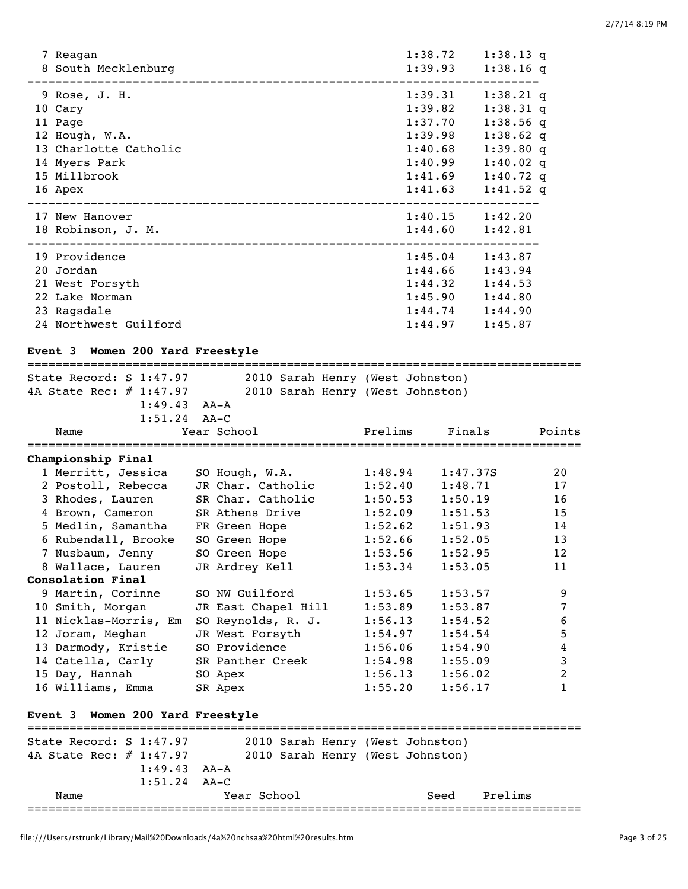| Place | School | Prelims | Finals |
|---|---|---|---|
| 7 | Reagan | 1:38.72 | 1:38.13 q |
| 8 | South Mecklenburg | 1:39.93 | 1:38.16 q |
| 9 | Rose, J. H. | 1:39.31 | 1:38.21 q |
| 10 | Cary | 1:39.82 | 1:38.31 q |
| 11 | Page | 1:37.70 | 1:38.56 q |
| 12 | Hough, W.A. | 1:39.98 | 1:38.62 q |
| 13 | Charlotte Catholic | 1:40.68 | 1:39.80 q |
| 14 | Myers Park | 1:40.99 | 1:40.02 q |
| 15 | Millbrook | 1:41.69 | 1:40.72 q |
| 16 | Apex | 1:41.63 | 1:41.52 q |
| 17 | New Hanover | 1:40.15 | 1:42.20 |
| 18 | Robinson, J. M. | 1:44.60 | 1:42.81 |
| 19 | Providence | 1:45.04 | 1:43.87 |
| 20 | Jordan | 1:44.66 | 1:43.94 |
| 21 | West Forsyth | 1:44.32 | 1:44.53 |
| 22 | Lake Norman | 1:45.90 | 1:44.80 |
| 23 | Ragsdale | 1:44.74 | 1:44.90 |
| 24 | Northwest Guilford | 1:44.97 | 1:45.87 |

**Event 3 Women 200 Yard Freestyle**

State Record: S 1:47.97 2010 Sarah Henry (West Johnston)
4A State Rec: # 1:47.97 2010 Sarah Henry (West Johnston)
1:49.43 AA-A
1:51.24 AA-C

| Name | Year | School | Prelims | Finals | Points |
|---|---|---|---|---|---|
| **Championship Final** | | | | | |
| 1 Merritt, Jessica | SO | Hough, W.A. | 1:48.94 | 1:47.37S | 20 |
| 2 Postoll, Rebecca | JR | Char. Catholic | 1:52.40 | 1:48.71 | 17 |
| 3 Rhodes, Lauren | SR | Char. Catholic | 1:50.53 | 1:50.19 | 16 |
| 4 Brown, Cameron | SR | Athens Drive | 1:52.09 | 1:51.53 | 15 |
| 5 Medlin, Samantha | FR | Green Hope | 1:52.62 | 1:51.93 | 14 |
| 6 Rubendall, Brooke | SO | Green Hope | 1:52.66 | 1:52.05 | 13 |
| 7 Nusbaum, Jenny | SO | Green Hope | 1:53.56 | 1:52.95 | 12 |
| 8 Wallace, Lauren | JR | Ardrey Kell | 1:53.34 | 1:53.05 | 11 |
| **Consolation Final** | | | | | |
| 9 Martin, Corinne | SO | NW Guilford | 1:53.65 | 1:53.57 | 9 |
| 10 Smith, Morgan | JR | East Chapel Hill | 1:53.89 | 1:53.87 | 7 |
| 11 Nicklas-Morris, Em | SO | Reynolds, R. J. | 1:56.13 | 1:54.52 | 6 |
| 12 Joram, Meghan | JR | West Forsyth | 1:54.97 | 1:54.54 | 5 |
| 13 Darmody, Kristie | SO | Providence | 1:56.06 | 1:54.90 | 4 |
| 14 Catella, Carly | SR | Panther Creek | 1:54.98 | 1:55.09 | 3 |
| 15 Day, Hannah | SO | Apex | 1:56.13 | 1:56.02 | 2 |
| 16 Williams, Emma | SR | Apex | 1:55.20 | 1:56.17 | 1 |

**Event 3 Women 200 Yard Freestyle**

State Record: S 1:47.97 2010 Sarah Henry (West Johnston)
4A State Rec: # 1:47.97 2010 Sarah Henry (West Johnston)
1:49.43 AA-A
1:51.24 AA-C

| Name | Year | School | Seed | Prelims |
|---|---|---|---|---|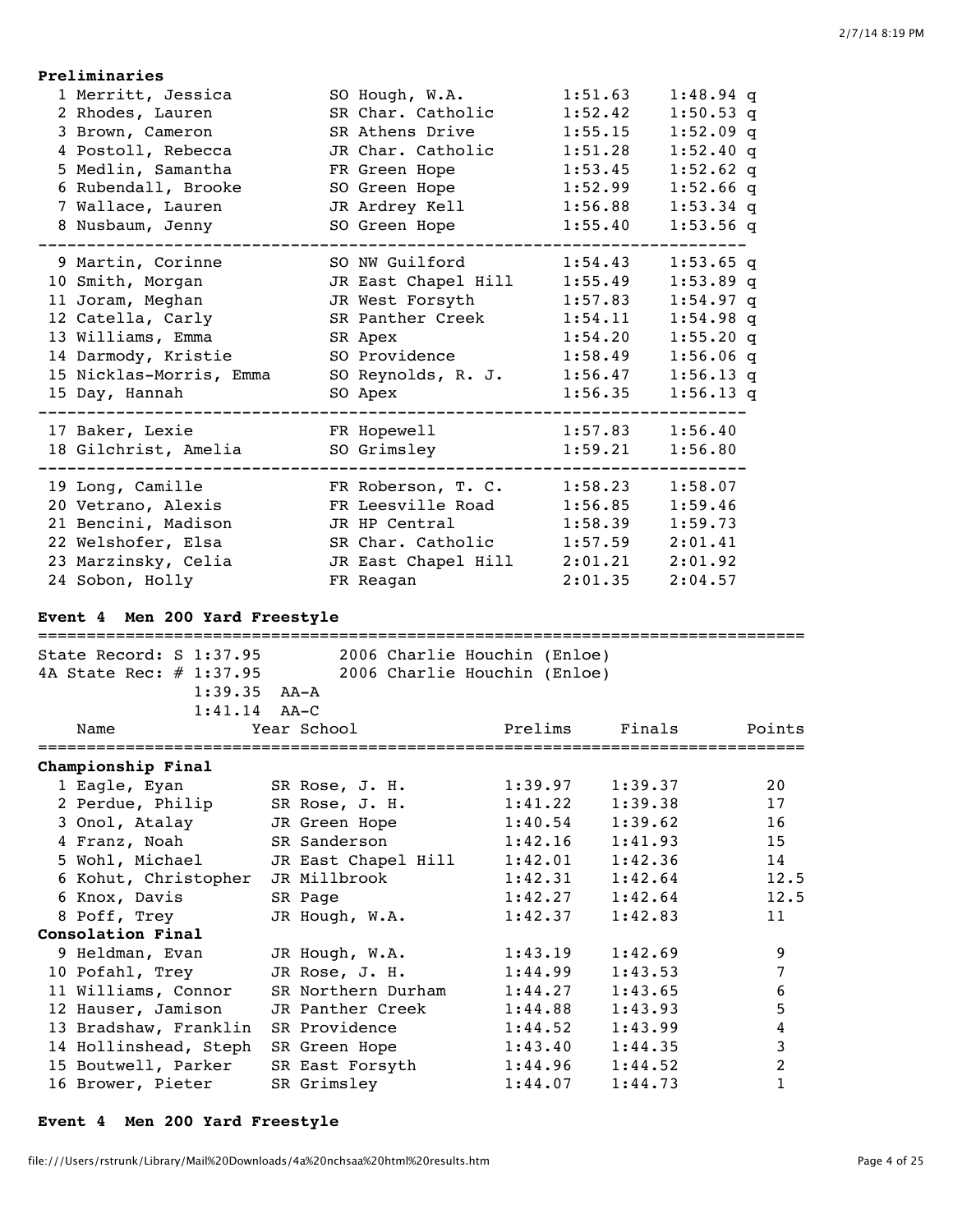### Preliminaries

| Place | Name | Year School | Seed | Prelims | |
|---|---|---|---|---|---|
| 1 | Merritt, Jessica | SO Hough, W.A. | 1:51.63 | 1:48.94 | q |
| 2 | Rhodes, Lauren | SR Char. Catholic | 1:52.42 | 1:50.53 | q |
| 3 | Brown, Cameron | SR Athens Drive | 1:55.15 | 1:52.09 | q |
| 4 | Postoll, Rebecca | JR Char. Catholic | 1:51.28 | 1:52.40 | q |
| 5 | Medlin, Samantha | FR Green Hope | 1:53.45 | 1:52.62 | q |
| 6 | Rubendall, Brooke | SO Green Hope | 1:52.99 | 1:52.66 | q |
| 7 | Wallace, Lauren | JR Ardrey Kell | 1:56.88 | 1:53.34 | q |
| 8 | Nusbaum, Jenny | SO Green Hope | 1:55.40 | 1:53.56 | q |
| 9 | Martin, Corinne | SO NW Guilford | 1:54.43 | 1:53.65 | q |
| 10 | Smith, Morgan | JR East Chapel Hill | 1:55.49 | 1:53.89 | q |
| 11 | Joram, Meghan | JR West Forsyth | 1:57.83 | 1:54.97 | q |
| 12 | Catella, Carly | SR Panther Creek | 1:54.11 | 1:54.98 | q |
| 13 | Williams, Emma | SR Apex | 1:54.20 | 1:55.20 | q |
| 14 | Darmody, Kristie | SO Providence | 1:58.49 | 1:56.06 | q |
| 15 | Nicklas-Morris, Emma | SO Reynolds, R. J. | 1:56.47 | 1:56.13 | q |
| 15 | Day, Hannah | SO Apex | 1:56.35 | 1:56.13 | q |
| 17 | Baker, Lexie | FR Hopewell | 1:57.83 | 1:56.40 | |
| 18 | Gilchrist, Amelia | SO Grimsley | 1:59.21 | 1:56.80 | |
| 19 | Long, Camille | FR Roberson, T. C. | 1:58.23 | 1:58.07 | |
| 20 | Vetrano, Alexis | FR Leesville Road | 1:56.85 | 1:59.46 | |
| 21 | Bencini, Madison | JR HP Central | 1:58.39 | 1:59.73 | |
| 22 | Welshofer, Elsa | SR Char. Catholic | 1:57.59 | 2:01.41 | |
| 23 | Marzinsky, Celia | JR East Chapel Hill | 2:01.21 | 2:01.92 | |
| 24 | Sobon, Holly | FR Reagan | 2:01.35 | 2:04.57 | |

## Event 4 Men 200 Yard Freestyle

State Record: S 1:37.95 2006 Charlie Houchin (Enloe)
4A State Rec: # 1:37.95 2006 Charlie Houchin (Enloe)
1:39.35 AA-A
1:41.14 AA-C

### Championship Final

| Place | Name | Year School | Prelims | Finals | Points |
|---|---|---|---|---|---|
| 1 | Eagle, Eyan | SR Rose, J. H. | 1:39.97 | 1:39.37 | 20 |
| 2 | Perdue, Philip | SR Rose, J. H. | 1:41.22 | 1:39.38 | 17 |
| 3 | Onol, Atalay | JR Green Hope | 1:40.54 | 1:39.62 | 16 |
| 4 | Franz, Noah | SR Sanderson | 1:42.16 | 1:41.93 | 15 |
| 5 | Wohl, Michael | JR East Chapel Hill | 1:42.01 | 1:42.36 | 14 |
| 6 | Kohut, Christopher | JR Millbrook | 1:42.31 | 1:42.64 | 12.5 |
| 6 | Knox, Davis | SR Page | 1:42.27 | 1:42.64 | 12.5 |
| 8 | Poff, Trey | JR Hough, W.A. | 1:42.37 | 1:42.83 | 11 |

### Consolation Final

| Place | Name | Year School | Prelims | Finals | Points |
|---|---|---|---|---|---|
| 9 | Heldman, Evan | JR Hough, W.A. | 1:43.19 | 1:42.69 | 9 |
| 10 | Pofahl, Trey | JR Rose, J. H. | 1:44.99 | 1:43.53 | 7 |
| 11 | Williams, Connor | SR Northern Durham | 1:44.27 | 1:43.65 | 6 |
| 12 | Hauser, Jamison | JR Panther Creek | 1:44.88 | 1:43.93 | 5 |
| 13 | Bradshaw, Franklin | SR Providence | 1:44.52 | 1:43.99 | 4 |
| 14 | Hollinshead, Steph | SR Green Hope | 1:43.40 | 1:44.35 | 3 |
| 15 | Boutwell, Parker | SR East Forsyth | 1:44.96 | 1:44.52 | 2 |
| 16 | Brower, Pieter | SR Grimsley | 1:44.07 | 1:44.73 | 1 |

## Event 4 Men 200 Yard Freestyle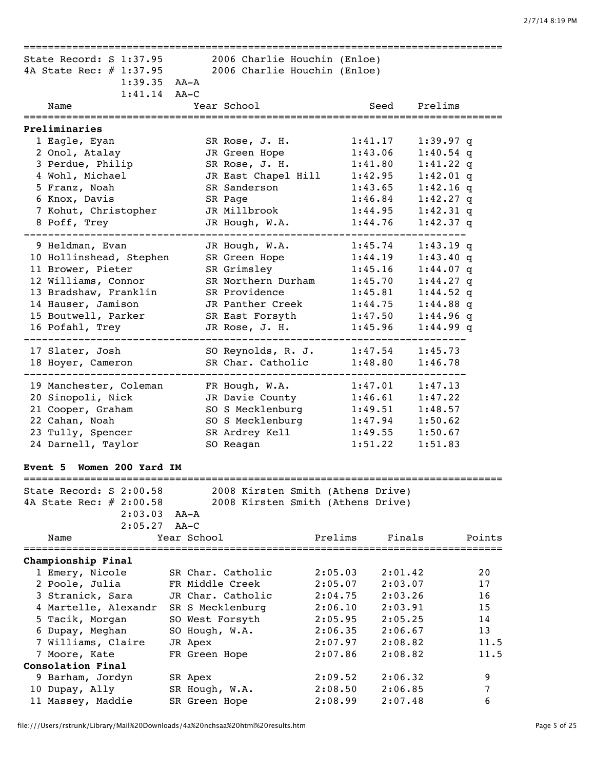State Record: S 1:37.95 2006 Charlie Houchin (Enloe)
4A State Rec: # 1:37.95 2006 Charlie Houchin (Enloe)
1:39.35 AA-A
1:41.14 AA-C

| Name | Year | School | Seed | Prelims | |
|---|---|---|---|---|---|
| **Preliminaries** | | | | | |
| 1 Eagle, Eyan | SR | Rose, J. H. | 1:41.17 | 1:39.97 | q |
| 2 Onol, Atalay | JR | Green Hope | 1:43.06 | 1:40.54 | q |
| 3 Perdue, Philip | SR | Rose, J. H. | 1:41.80 | 1:41.22 | q |
| 4 Wohl, Michael | JR | East Chapel Hill | 1:42.95 | 1:42.01 | q |
| 5 Franz, Noah | SR | Sanderson | 1:43.65 | 1:42.16 | q |
| 6 Knox, Davis | SR | Page | 1:46.84 | 1:42.27 | q |
| 7 Kohut, Christopher | JR | Millbrook | 1:44.95 | 1:42.31 | q |
| 8 Poff, Trey | JR | Hough, W.A. | 1:44.76 | 1:42.37 | q |
| 9 Heldman, Evan | JR | Hough, W.A. | 1:45.74 | 1:43.19 | q |
| 10 Hollinshead, Stephen | SR | Green Hope | 1:44.19 | 1:43.40 | q |
| 11 Brower, Pieter | SR | Grimsley | 1:45.16 | 1:44.07 | q |
| 12 Williams, Connor | SR | Northern Durham | 1:45.70 | 1:44.27 | q |
| 13 Bradshaw, Franklin | SR | Providence | 1:45.81 | 1:44.52 | q |
| 14 Hauser, Jamison | JR | Panther Creek | 1:44.75 | 1:44.88 | q |
| 15 Boutwell, Parker | SR | East Forsyth | 1:47.50 | 1:44.96 | q |
| 16 Pofahl, Trey | JR | Rose, J. H. | 1:45.96 | 1:44.99 | q |
| 17 Slater, Josh | SO | Reynolds, R. J. | 1:47.54 | 1:45.73 | |
| 18 Hoyer, Cameron | SR | Char. Catholic | 1:48.80 | 1:46.78 | |
| 19 Manchester, Coleman | FR | Hough, W.A. | 1:47.01 | 1:47.13 | |
| 20 Sinopoli, Nick | JR | Davie County | 1:46.61 | 1:47.22 | |
| 21 Cooper, Graham | SO | S Mecklenburg | 1:49.51 | 1:48.57 | |
| 22 Cahan, Noah | SO | S Mecklenburg | 1:47.94 | 1:50.62 | |
| 23 Tully, Spencer | SR | Ardrey Kell | 1:49.55 | 1:50.67 | |
| 24 Darnell, Taylor | SO | Reagan | 1:51.22 | 1:51.83 | |

**Event 5 Women 200 Yard IM**

State Record: S 2:00.58 2008 Kirsten Smith (Athens Drive)
4A State Rec: # 2:00.58 2008 Kirsten Smith (Athens Drive)
2:03.03 AA-A
2:05.27 AA-C

| Name | Year | School | Prelims | Finals | Points |
|---|---|---|---|---|---|
| **Championship Final** | | | | | |
| 1 Emery, Nicole | SR | Char. Catholic | 2:05.03 | 2:01.42 | 20 |
| 2 Poole, Julia | FR | Middle Creek | 2:05.07 | 2:03.07 | 17 |
| 3 Stranick, Sara | JR | Char. Catholic | 2:04.75 | 2:03.26 | 16 |
| 4 Martelle, Alexandr | SR | S Mecklenburg | 2:06.10 | 2:03.91 | 15 |
| 5 Tacik, Morgan | SO | West Forsyth | 2:05.95 | 2:05.25 | 14 |
| 6 Dupay, Meghan | SO | Hough, W.A. | 2:06.35 | 2:06.67 | 13 |
| 7 Williams, Claire | JR | Apex | 2:07.97 | 2:08.82 | 11.5 |
| 7 Moore, Kate | FR | Green Hope | 2:07.86 | 2:08.82 | 11.5 |
| **Consolation Final** | | | | | |
| 9 Barham, Jordyn | SR | Apex | 2:09.52 | 2:06.32 | 9 |
| 10 Dupay, Ally | SR | Hough, W.A. | 2:08.50 | 2:06.85 | 7 |
| 11 Massey, Maddie | SR | Green Hope | 2:08.99 | 2:07.48 | 6 |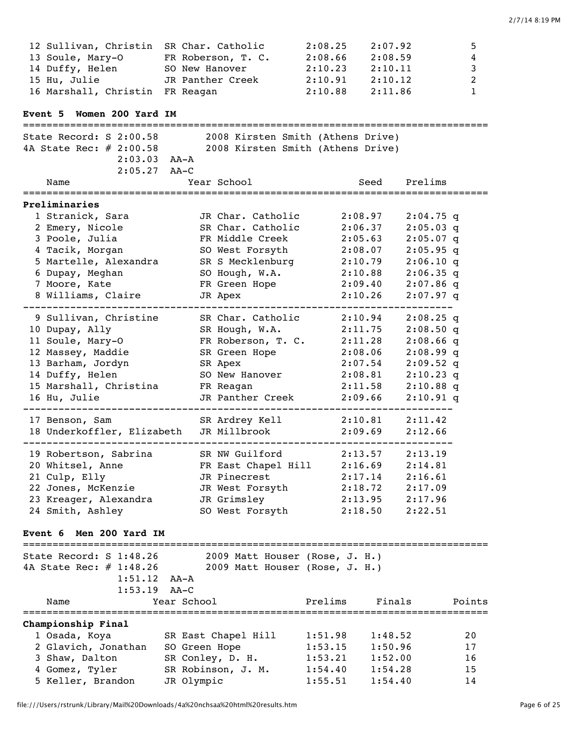| | Name | Year | School | Prelims | Finals | Points |
|---|---|---|---|---|---|---|
| 12 | Sullivan, Christin | SR | Char. Catholic | 2:08.25 | 2:07.92 | 5 |
| 13 | Soule, Mary-O | FR | Roberson, T. C. | 2:08.66 | 2:08.59 | 4 |
| 14 | Duffy, Helen | SO | New Hanover | 2:10.23 | 2:10.11 | 3 |
| 15 | Hu, Julie | JR | Panther Creek | 2:10.91 | 2:10.12 | 2 |
| 16 | Marshall, Christin | FR | Reagan | 2:10.88 | 2:11.86 | 1 |

### Event 5 Women 200 Yard IM

State Record: S 2:00.58 2008 Kirsten Smith (Athens Drive)
4A State Rec: # 2:00.58 2008 Kirsten Smith (Athens Drive)
2:03.03 AA-A
2:05.27 AA-C

**Preliminaries**

| | Name | Year | School | Seed | Prelims | |
|---|---|---|---|---|---|---|
| 1 | Stranick, Sara | JR | Char. Catholic | 2:08.97 | 2:04.75 | q |
| 2 | Emery, Nicole | SR | Char. Catholic | 2:06.37 | 2:05.03 | q |
| 3 | Poole, Julia | FR | Middle Creek | 2:05.63 | 2:05.07 | q |
| 4 | Tacik, Morgan | SO | West Forsyth | 2:08.07 | 2:05.95 | q |
| 5 | Martelle, Alexandra | SR | S Mecklenburg | 2:10.79 | 2:06.10 | q |
| 6 | Dupay, Meghan | SO | Hough, W.A. | 2:10.88 | 2:06.35 | q |
| 7 | Moore, Kate | FR | Green Hope | 2:09.40 | 2:07.86 | q |
| 8 | Williams, Claire | JR | Apex | 2:10.26 | 2:07.97 | q |
| 9 | Sullivan, Christine | SR | Char. Catholic | 2:10.94 | 2:08.25 | q |
| 10 | Dupay, Ally | SR | Hough, W.A. | 2:11.75 | 2:08.50 | q |
| 11 | Soule, Mary-O | FR | Roberson, T. C. | 2:11.28 | 2:08.66 | q |
| 12 | Massey, Maddie | SR | Green Hope | 2:08.06 | 2:08.99 | q |
| 13 | Barham, Jordyn | SR | Apex | 2:07.54 | 2:09.52 | q |
| 14 | Duffy, Helen | SO | New Hanover | 2:08.81 | 2:10.23 | q |
| 15 | Marshall, Christina | FR | Reagan | 2:11.58 | 2:10.88 | q |
| 16 | Hu, Julie | JR | Panther Creek | 2:09.66 | 2:10.91 | q |
| 17 | Benson, Sam | SR | Ardrey Kell | 2:10.81 | 2:11.42 | |
| 18 | Underkoffler, Elizabeth | JR | Millbrook | 2:09.69 | 2:12.66 | |
| 19 | Robertson, Sabrina | SR | NW Guilford | 2:13.57 | 2:13.19 | |
| 20 | Whitsel, Anne | FR | East Chapel Hill | 2:16.69 | 2:14.81 | |
| 21 | Culp, Elly | JR | Pinecrest | 2:17.14 | 2:16.61 | |
| 22 | Jones, McKenzie | JR | West Forsyth | 2:18.72 | 2:17.09 | |
| 23 | Kreager, Alexandra | JR | Grimsley | 2:13.95 | 2:17.96 | |
| 24 | Smith, Ashley | SO | West Forsyth | 2:18.50 | 2:22.51 | |

### Event 6 Men 200 Yard IM

State Record: S 1:48.26 2009 Matt Houser (Rose, J. H.)
4A State Rec: # 1:48.26 2009 Matt Houser (Rose, J. H.)
1:51.12 AA-A
1:53.19 AA-C

**Championship Final**

| | Name | Year | School | Prelims | Finals | Points |
|---|---|---|---|---|---|---|
| 1 | Osada, Koya | SR | East Chapel Hill | 1:51.98 | 1:48.52 | 20 |
| 2 | Glavich, Jonathan | SO | Green Hope | 1:53.15 | 1:50.96 | 17 |
| 3 | Shaw, Dalton | SR | Conley, D. H. | 1:53.21 | 1:52.00 | 16 |
| 4 | Gomez, Tyler | SR | Robinson, J. M. | 1:54.40 | 1:54.28 | 15 |
| 5 | Keller, Brandon | JR | Olympic | 1:55.51 | 1:54.40 | 14 |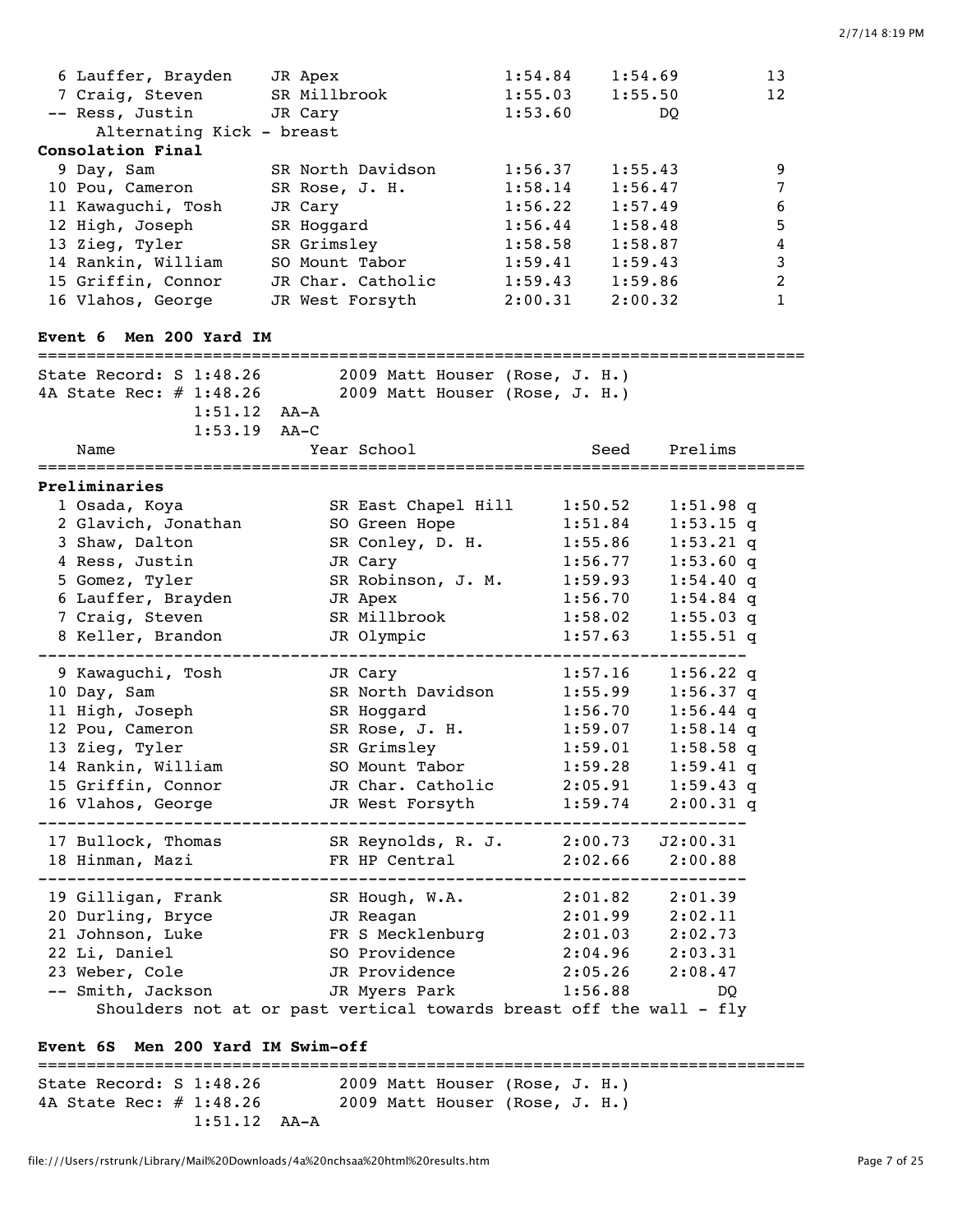| | Name | Year | School | Prelims | Finals | Points |
|---|---|---|---|---|---|---|
| 6 | Lauffer, Brayden | JR | Apex | 1:54.84 | 1:54.69 | 13 |
| 7 | Craig, Steven | SR | Millbrook | 1:55.03 | 1:55.50 | 12 |
| -- | Ress, Justin | JR | Cary | 1:53.60 | DQ | |

Alternating Kick - breast

**Consolation Final**

| | Name | Year | School | Prelims | Finals | Points |
|---|---|---|---|---|---|---|
| 9 | Day, Sam | SR | North Davidson | 1:56.37 | 1:55.43 | 9 |
| 10 | Pou, Cameron | SR | Rose, J. H. | 1:58.14 | 1:56.47 | 7 |
| 11 | Kawaguchi, Tosh | JR | Cary | 1:56.22 | 1:57.49 | 6 |
| 12 | High, Joseph | SR | Hoggard | 1:56.44 | 1:58.48 | 5 |
| 13 | Zieg, Tyler | SR | Grimsley | 1:58.58 | 1:58.87 | 4 |
| 14 | Rankin, William | SO | Mount Tabor | 1:59.41 | 1:59.43 | 3 |
| 15 | Griffin, Connor | JR | Char. Catholic | 1:59.43 | 1:59.86 | 2 |
| 16 | Vlahos, George | JR | West Forsyth | 2:00.31 | 2:00.32 | 1 |

### Event 6 Men 200 Yard IM

State Record: S 1:48.26 — 2009 Matt Houser (Rose, J. H.)
4A State Rec: # 1:48.26 — 2009 Matt Houser (Rose, J. H.)
1:51.12 AA-A
1:53.19 AA-C

**Preliminaries**

| | Name | Year | School | Seed | Prelims |
|---|---|---|---|---|---|
| 1 | Osada, Koya | SR | East Chapel Hill | 1:50.52 | 1:51.98 q |
| 2 | Glavich, Jonathan | SO | Green Hope | 1:51.84 | 1:53.15 q |
| 3 | Shaw, Dalton | SR | Conley, D. H. | 1:55.86 | 1:53.21 q |
| 4 | Ress, Justin | JR | Cary | 1:56.77 | 1:53.60 q |
| 5 | Gomez, Tyler | SR | Robinson, J. M. | 1:59.93 | 1:54.40 q |
| 6 | Lauffer, Brayden | JR | Apex | 1:56.70 | 1:54.84 q |
| 7 | Craig, Steven | SR | Millbrook | 1:58.02 | 1:55.03 q |
| 8 | Keller, Brandon | JR | Olympic | 1:57.63 | 1:55.51 q |
| 9 | Kawaguchi, Tosh | JR | Cary | 1:57.16 | 1:56.22 q |
| 10 | Day, Sam | SR | North Davidson | 1:55.99 | 1:56.37 q |
| 11 | High, Joseph | SR | Hoggard | 1:56.70 | 1:56.44 q |
| 12 | Pou, Cameron | SR | Rose, J. H. | 1:59.07 | 1:58.14 q |
| 13 | Zieg, Tyler | SR | Grimsley | 1:59.01 | 1:58.58 q |
| 14 | Rankin, William | SO | Mount Tabor | 1:59.28 | 1:59.41 q |
| 15 | Griffin, Connor | JR | Char. Catholic | 2:05.91 | 1:59.43 q |
| 16 | Vlahos, George | JR | West Forsyth | 1:59.74 | 2:00.31 q |
| 17 | Bullock, Thomas | SR | Reynolds, R. J. | 2:00.73 | J2:00.31 |
| 18 | Hinman, Mazi | FR | HP Central | 2:02.66 | 2:00.88 |
| 19 | Gilligan, Frank | SR | Hough, W.A. | 2:01.82 | 2:01.39 |
| 20 | Durling, Bryce | JR | Reagan | 2:01.99 | 2:02.11 |
| 21 | Johnson, Luke | FR | S Mecklenburg | 2:01.03 | 2:02.73 |
| 22 | Li, Daniel | SO | Providence | 2:04.96 | 2:03.31 |
| 23 | Weber, Cole | JR | Providence | 2:05.26 | 2:08.47 |
| -- | Smith, Jackson | JR | Myers Park | 1:56.88 | DQ |

Shoulders not at or past vertical towards breast off the wall - fly

### Event 6S Men 200 Yard IM Swim-off

State Record: S 1:48.26 — 2009 Matt Houser (Rose, J. H.)
4A State Rec: # 1:48.26 — 2009 Matt Houser (Rose, J. H.)
1:51.12 AA-A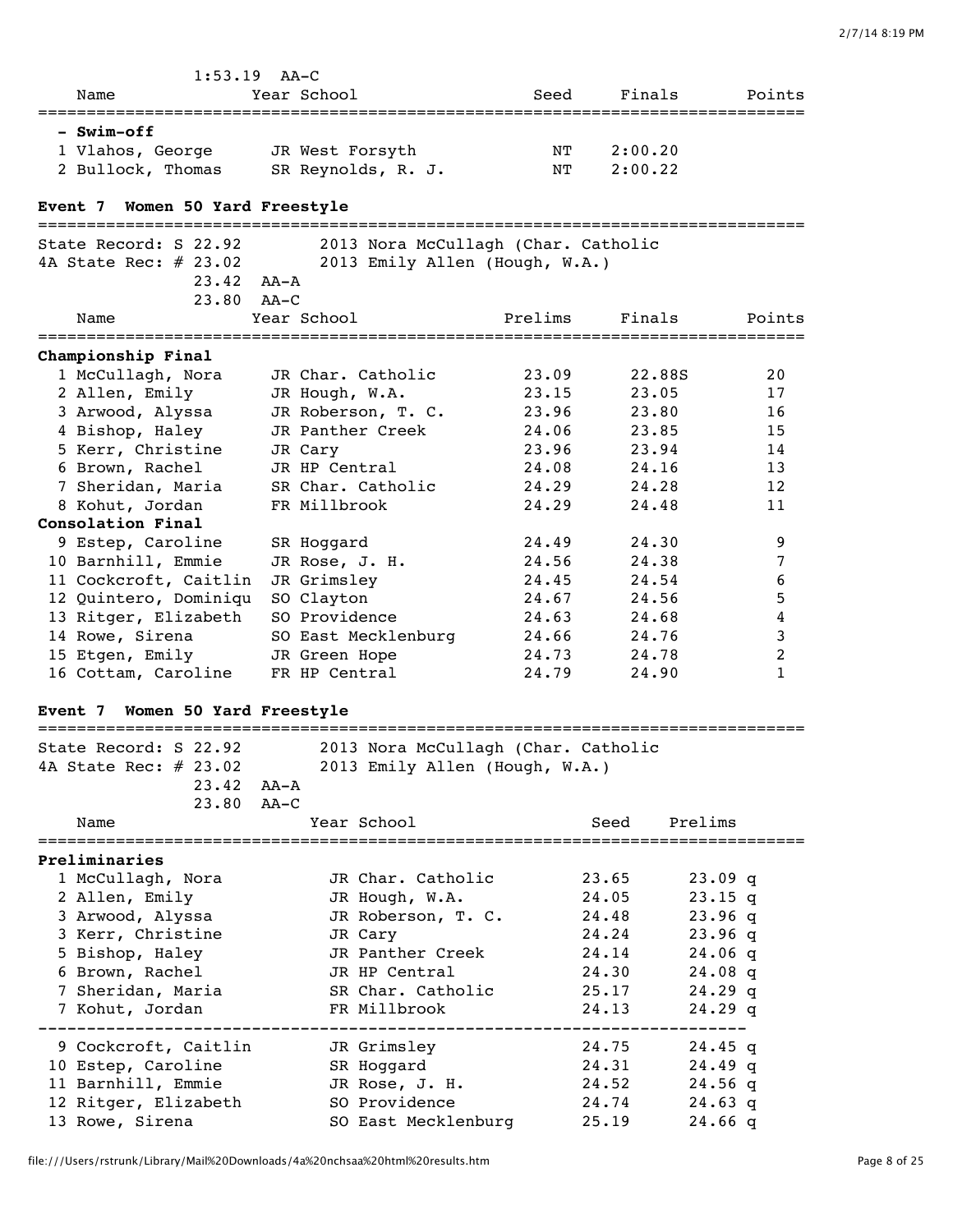1:53.19 AA-C

| Name | Year | School | Seed | Finals | Points |
|---|---|---|---|---|---|
| **- Swim-off** | | | | | |
| 1 Vlahos, George | JR | West Forsyth | NT | 2:00.20 | |
| 2 Bullock, Thomas | SR | Reynolds, R. J. | NT | 2:00.22 | |

## Event 7 Women 50 Yard Freestyle

State Record: S 22.92 2013 Nora McCullagh (Char. Catholic
4A State Rec: # 23.02 2013 Emily Allen (Hough, W.A.)
23.42 AA-A
23.80 AA-C

| Name | Year | School | Prelims | Finals | Points |
|---|---|---|---|---|---|
| **Championship Final** | | | | | |
| 1 McCullagh, Nora | JR | Char. Catholic | 23.09 | 22.88S | 20 |
| 2 Allen, Emily | JR | Hough, W.A. | 23.15 | 23.05 | 17 |
| 3 Arwood, Alyssa | JR | Roberson, T. C. | 23.96 | 23.80 | 16 |
| 4 Bishop, Haley | JR | Panther Creek | 24.06 | 23.85 | 15 |
| 5 Kerr, Christine | JR | Cary | 23.96 | 23.94 | 14 |
| 6 Brown, Rachel | JR | HP Central | 24.08 | 24.16 | 13 |
| 7 Sheridan, Maria | SR | Char. Catholic | 24.29 | 24.28 | 12 |
| 8 Kohut, Jordan | FR | Millbrook | 24.29 | 24.48 | 11 |
| **Consolation Final** | | | | | |
| 9 Estep, Caroline | SR | Hoggard | 24.49 | 24.30 | 9 |
| 10 Barnhill, Emmie | JR | Rose, J. H. | 24.56 | 24.38 | 7 |
| 11 Cockcroft, Caitlin | JR | Grimsley | 24.45 | 24.54 | 6 |
| 12 Quintero, Dominiqu | SO | Clayton | 24.67 | 24.56 | 5 |
| 13 Ritger, Elizabeth | SO | Providence | 24.63 | 24.68 | 4 |
| 14 Rowe, Sirena | SO | East Mecklenburg | 24.66 | 24.76 | 3 |
| 15 Etgen, Emily | JR | Green Hope | 24.73 | 24.78 | 2 |
| 16 Cottam, Caroline | FR | HP Central | 24.79 | 24.90 | 1 |

## Event 7 Women 50 Yard Freestyle

State Record: S 22.92 2013 Nora McCullagh (Char. Catholic
4A State Rec: # 23.02 2013 Emily Allen (Hough, W.A.)
23.42 AA-A
23.80 AA-C

| Name | Year | School | Seed | Prelims |
|---|---|---|---|---|
| **Preliminaries** | | | | |
| 1 McCullagh, Nora | JR | Char. Catholic | 23.65 | 23.09 q |
| 2 Allen, Emily | JR | Hough, W.A. | 24.05 | 23.15 q |
| 3 Arwood, Alyssa | JR | Roberson, T. C. | 24.48 | 23.96 q |
| 3 Kerr, Christine | JR | Cary | 24.24 | 23.96 q |
| 5 Bishop, Haley | JR | Panther Creek | 24.14 | 24.06 q |
| 6 Brown, Rachel | JR | HP Central | 24.30 | 24.08 q |
| 7 Sheridan, Maria | SR | Char. Catholic | 25.17 | 24.29 q |
| 7 Kohut, Jordan | FR | Millbrook | 24.13 | 24.29 q |
| 9 Cockcroft, Caitlin | JR | Grimsley | 24.75 | 24.45 q |
| 10 Estep, Caroline | SR | Hoggard | 24.31 | 24.49 q |
| 11 Barnhill, Emmie | JR | Rose, J. H. | 24.52 | 24.56 q |
| 12 Ritger, Elizabeth | SO | Providence | 24.74 | 24.63 q |
| 13 Rowe, Sirena | SO | East Mecklenburg | 25.19 | 24.66 q |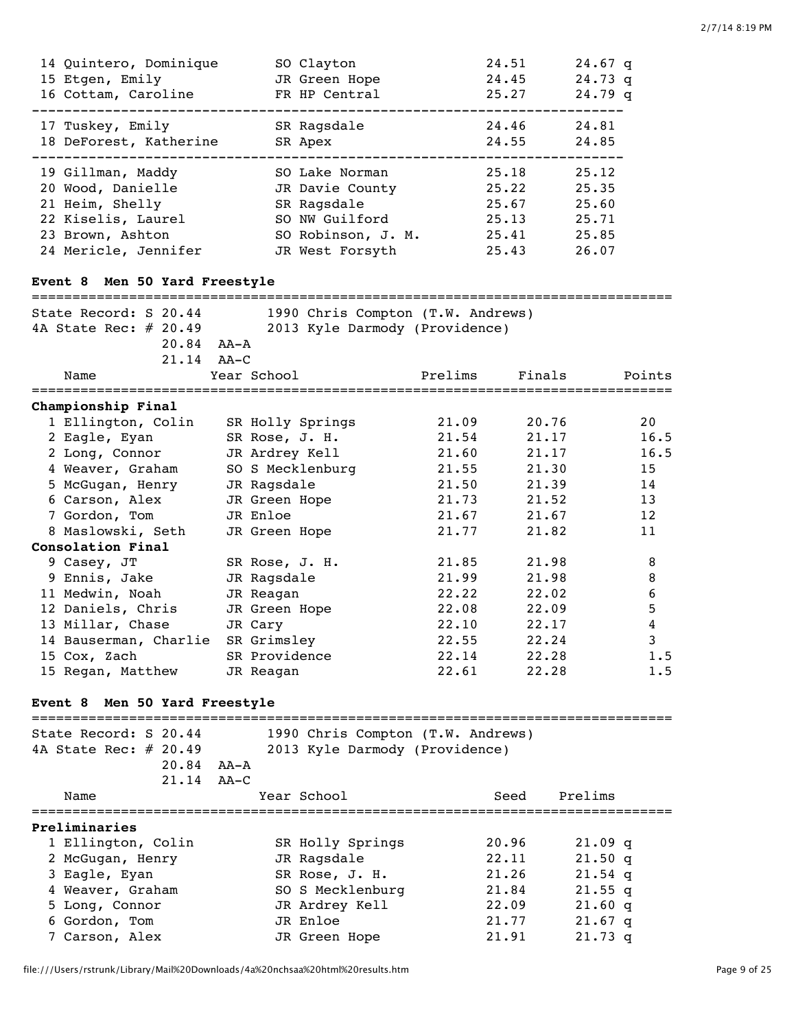| | Name | Year | School | Prelims | Finals |
|---|---|---|---|---|---|
| 14 | Quintero, Dominique | SO | Clayton | 24.51 | 24.67 q |
| 15 | Etgen, Emily | JR | Green Hope | 24.45 | 24.73 q |
| 16 | Cottam, Caroline | FR | HP Central | 25.27 | 24.79 q |
| 17 | Tuskey, Emily | SR | Ragsdale | 24.46 | 24.81 |
| 18 | DeForest, Katherine | SR | Apex | 24.55 | 24.85 |
| 19 | Gillman, Maddy | SO | Lake Norman | 25.18 | 25.12 |
| 20 | Wood, Danielle | JR | Davie County | 25.22 | 25.35 |
| 21 | Heim, Shelly | SR | Ragsdale | 25.67 | 25.60 |
| 22 | Kiselis, Laurel | SO | NW Guilford | 25.13 | 25.71 |
| 23 | Brown, Ashton | SO | Robinson, J. M. | 25.41 | 25.85 |
| 24 | Mericle, Jennifer | JR | West Forsyth | 25.43 | 26.07 |

**Event 8 Men 50 Yard Freestyle**

State Record: S 20.44 — 1990 Chris Compton (T.W. Andrews)
4A State Rec: # 20.49 — 2013 Kyle Darmody (Providence)
20.84 AA-A
21.14 AA-C

| | Name | Year | School | Prelims | Finals | Points |
|---|---|---|---|---|---|---|
| **Championship Final** | | | | | | |
| 1 | Ellington, Colin | SR | Holly Springs | 21.09 | 20.76 | 20 |
| 2 | Eagle, Eyan | SR | Rose, J. H. | 21.54 | 21.17 | 16.5 |
| 2 | Long, Connor | JR | Ardrey Kell | 21.60 | 21.17 | 16.5 |
| 4 | Weaver, Graham | SO | S Mecklenburg | 21.55 | 21.30 | 15 |
| 5 | McGugan, Henry | JR | Ragsdale | 21.50 | 21.39 | 14 |
| 6 | Carson, Alex | JR | Green Hope | 21.73 | 21.52 | 13 |
| 7 | Gordon, Tom | JR | Enloe | 21.67 | 21.67 | 12 |
| 8 | Maslowski, Seth | JR | Green Hope | 21.77 | 21.82 | 11 |
| **Consolation Final** | | | | | | |
| 9 | Casey, JT | SR | Rose, J. H. | 21.85 | 21.98 | 8 |
| 9 | Ennis, Jake | JR | Ragsdale | 21.99 | 21.98 | 8 |
| 11 | Medwin, Noah | JR | Reagan | 22.22 | 22.02 | 6 |
| 12 | Daniels, Chris | JR | Green Hope | 22.08 | 22.09 | 5 |
| 13 | Millar, Chase | JR | Cary | 22.10 | 22.17 | 4 |
| 14 | Bauserman, Charlie | SR | Grimsley | 22.55 | 22.24 | 3 |
| 15 | Cox, Zach | SR | Providence | 22.14 | 22.28 | 1.5 |
| 15 | Regan, Matthew | JR | Reagan | 22.61 | 22.28 | 1.5 |

**Event 8 Men 50 Yard Freestyle**

State Record: S 20.44 — 1990 Chris Compton (T.W. Andrews)
4A State Rec: # 20.49 — 2013 Kyle Darmody (Providence)
20.84 AA-A
21.14 AA-C

| | Name | Year | School | Seed | Prelims |
|---|---|---|---|---|---|
| **Preliminaries** | | | | | |
| 1 | Ellington, Colin | SR | Holly Springs | 20.96 | 21.09 q |
| 2 | McGugan, Henry | JR | Ragsdale | 22.11 | 21.50 q |
| 3 | Eagle, Eyan | SR | Rose, J. H. | 21.26 | 21.54 q |
| 4 | Weaver, Graham | SO | S Mecklenburg | 21.84 | 21.55 q |
| 5 | Long, Connor | JR | Ardrey Kell | 22.09 | 21.60 q |
| 6 | Gordon, Tom | JR | Enloe | 21.77 | 21.67 q |
| 7 | Carson, Alex | JR | Green Hope | 21.91 | 21.73 q |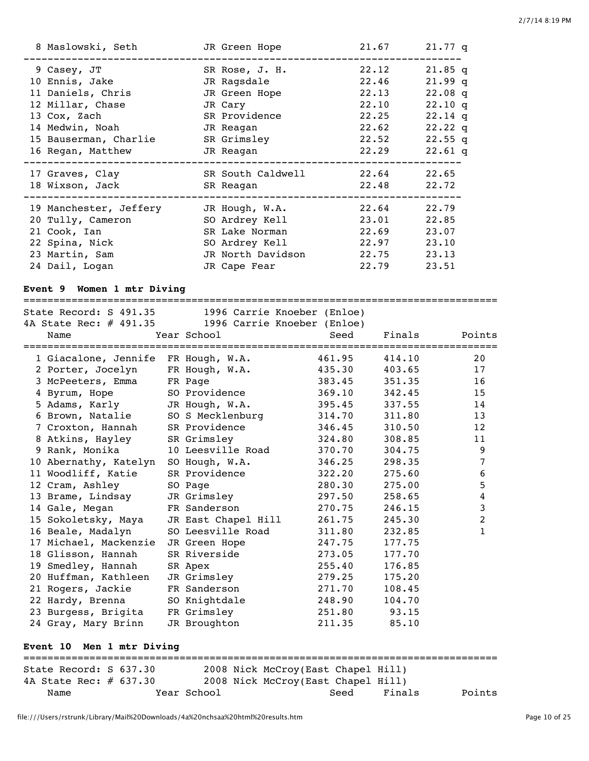| Place | Name | Year | School | Seed | Finals |
|---|---|---|---|---|---|
| 8 | Maslowski, Seth | JR | Green Hope | 21.67 | 21.77 q |
| 9 | Casey, JT | SR | Rose, J. H. | 22.12 | 21.85 q |
| 10 | Ennis, Jake | JR | Ragsdale | 22.46 | 21.99 q |
| 11 | Daniels, Chris | JR | Green Hope | 22.13 | 22.08 q |
| 12 | Millar, Chase | JR | Cary | 22.10 | 22.10 q |
| 13 | Cox, Zach | SR | Providence | 22.25 | 22.14 q |
| 14 | Medwin, Noah | JR | Reagan | 22.62 | 22.22 q |
| 15 | Bauserman, Charlie | SR | Grimsley | 22.52 | 22.55 q |
| 16 | Regan, Matthew | JR | Reagan | 22.29 | 22.61 q |
| 17 | Graves, Clay | SR | South Caldwell | 22.64 | 22.65 |
| 18 | Wixson, Jack | SR | Reagan | 22.48 | 22.72 |
| 19 | Manchester, Jeffery | JR | Hough, W.A. | 22.64 | 22.79 |
| 20 | Tully, Cameron | SO | Ardrey Kell | 23.01 | 22.85 |
| 21 | Cook, Ian | SR | Lake Norman | 22.69 | 23.07 |
| 22 | Spina, Nick | SO | Ardrey Kell | 22.97 | 23.10 |
| 23 | Martin, Sam | JR | North Davidson | 22.75 | 23.13 |
| 24 | Dail, Logan | JR | Cape Fear | 22.79 | 23.51 |

**Event 9 Women 1 mtr Diving**

State Record: S 491.35 1996 Carrie Knoeber (Enloe)
4A State Rec: # 491.35 1996 Carrie Knoeber (Enloe)

| Place | Name | Year | School | Seed | Finals | Points |
|---|---|---|---|---|---|---|
| 1 | Giacalone, Jennife | FR | Hough, W.A. | 461.95 | 414.10 | 20 |
| 2 | Porter, Jocelyn | FR | Hough, W.A. | 435.30 | 403.65 | 17 |
| 3 | McPeeters, Emma | FR | Page | 383.45 | 351.35 | 16 |
| 4 | Byrum, Hope | SO | Providence | 369.10 | 342.45 | 15 |
| 5 | Adams, Karly | JR | Hough, W.A. | 395.45 | 337.55 | 14 |
| 6 | Brown, Natalie | SO | S Mecklenburg | 314.70 | 311.80 | 13 |
| 7 | Croxton, Hannah | SR | Providence | 346.45 | 310.50 | 12 |
| 8 | Atkins, Hayley | SR | Grimsley | 324.80 | 308.85 | 11 |
| 9 | Rank, Monika | 10 | Leesville Road | 370.70 | 304.75 | 9 |
| 10 | Abernathy, Katelyn | SO | Hough, W.A. | 346.25 | 298.35 | 7 |
| 11 | Woodliff, Katie | SR | Providence | 322.20 | 275.60 | 6 |
| 12 | Cram, Ashley | SO | Page | 280.30 | 275.00 | 5 |
| 13 | Brame, Lindsay | JR | Grimsley | 297.50 | 258.65 | 4 |
| 14 | Gale, Megan | FR | Sanderson | 270.75 | 246.15 | 3 |
| 15 | Sokoletsky, Maya | JR | East Chapel Hill | 261.75 | 245.30 | 2 |
| 16 | Beale, Madalyn | SO | Leesville Road | 311.80 | 232.85 | 1 |
| 17 | Michael, Mackenzie | JR | Green Hope | 247.75 | 177.75 | |
| 18 | Glisson, Hannah | SR | Riverside | 273.05 | 177.70 | |
| 19 | Smedley, Hannah | SR | Apex | 255.40 | 176.85 | |
| 20 | Huffman, Kathleen | JR | Grimsley | 279.25 | 175.20 | |
| 21 | Rogers, Jackie | FR | Sanderson | 271.70 | 108.45 | |
| 22 | Hardy, Brenna | SO | Knightdale | 248.90 | 104.70 | |
| 23 | Burgess, Brigita | FR | Grimsley | 251.80 | 93.15 | |
| 24 | Gray, Mary Brinn | JR | Broughton | 211.35 | 85.10 | |

**Event 10 Men 1 mtr Diving**

State Record: S 637.30 2008 Nick McCroy(East Chapel Hill)
4A State Rec: # 637.30 2008 Nick McCroy(East Chapel Hill)

| Name | Year | School | Seed | Finals | Points |
|---|---|---|---|---|---|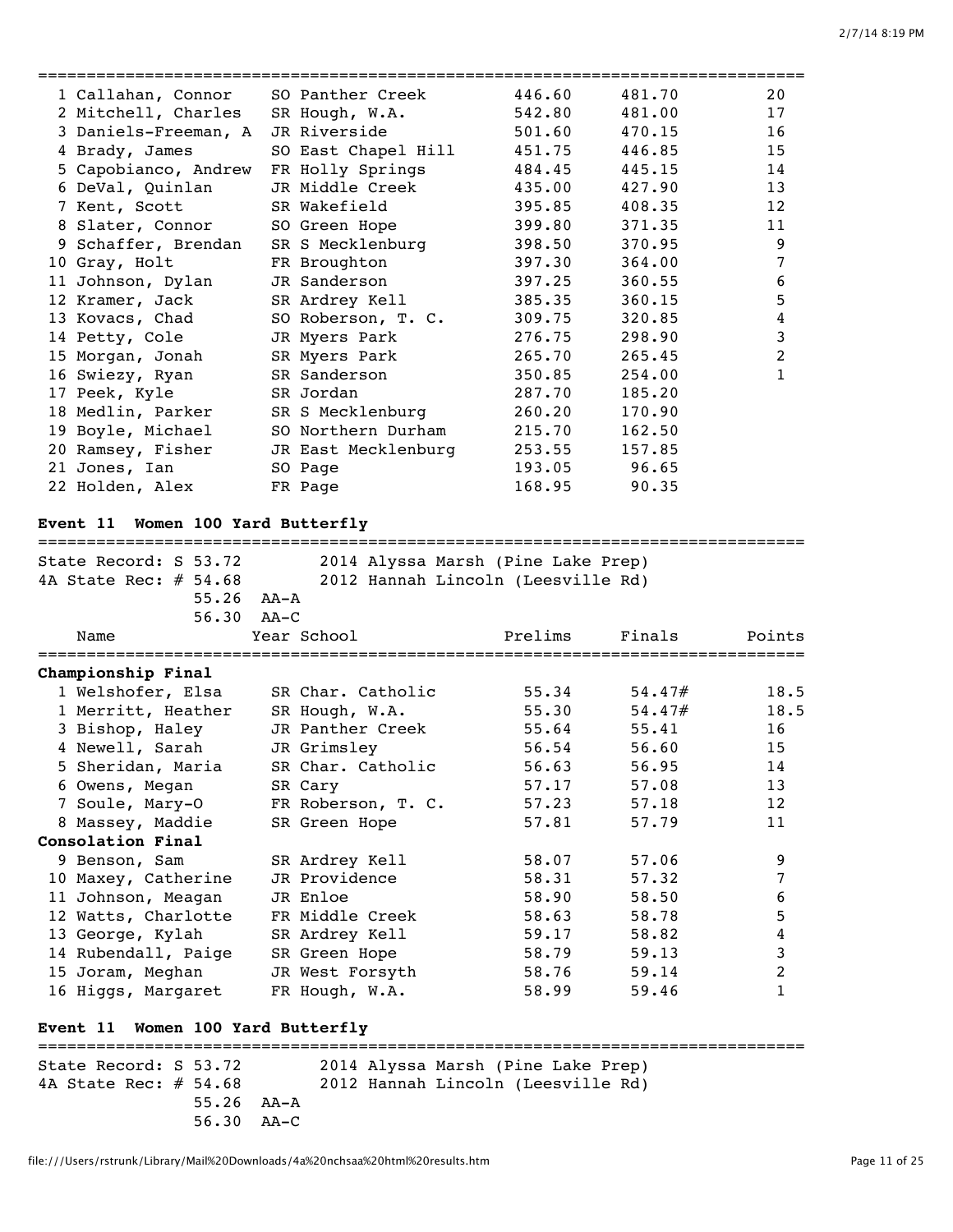| | Name | Year | School | Prelims | Finals | Points |
|---|---|---|---|---|---|---|
| 1 | Callahan, Connor | SO | Panther Creek | 446.60 | 481.70 | 20 |
| 2 | Mitchell, Charles | SR | Hough, W.A. | 542.80 | 481.00 | 17 |
| 3 | Daniels-Freeman, A | JR | Riverside | 501.60 | 470.15 | 16 |
| 4 | Brady, James | SO | East Chapel Hill | 451.75 | 446.85 | 15 |
| 5 | Capobianco, Andrew | FR | Holly Springs | 484.45 | 445.15 | 14 |
| 6 | DeVal, Quinlan | JR | Middle Creek | 435.00 | 427.90 | 13 |
| 7 | Kent, Scott | SR | Wakefield | 395.85 | 408.35 | 12 |
| 8 | Slater, Connor | SO | Green Hope | 399.80 | 371.35 | 11 |
| 9 | Schaffer, Brendan | SR | S Mecklenburg | 398.50 | 370.95 | 9 |
| 10 | Gray, Holt | FR | Broughton | 397.30 | 364.00 | 7 |
| 11 | Johnson, Dylan | JR | Sanderson | 397.25 | 360.55 | 6 |
| 12 | Kramer, Jack | SR | Ardrey Kell | 385.35 | 360.15 | 5 |
| 13 | Kovacs, Chad | SO | Roberson, T. C. | 309.75 | 320.85 | 4 |
| 14 | Petty, Cole | JR | Myers Park | 276.75 | 298.90 | 3 |
| 15 | Morgan, Jonah | SR | Myers Park | 265.70 | 265.45 | 2 |
| 16 | Swiezy, Ryan | SR | Sanderson | 350.85 | 254.00 | 1 |
| 17 | Peek, Kyle | SR | Jordan | 287.70 | 185.20 | |
| 18 | Medlin, Parker | SR | S Mecklenburg | 260.20 | 170.90 | |
| 19 | Boyle, Michael | SO | Northern Durham | 215.70 | 162.50 | |
| 20 | Ramsey, Fisher | JR | East Mecklenburg | 253.55 | 157.85 | |
| 21 | Jones, Ian | SO | Page | 193.05 | 96.65 | |
| 22 | Holden, Alex | FR | Page | 168.95 | 90.35 | |

**Event 11 Women 100 Yard Butterfly**

State Record: S 53.72 — 2014 Alyssa Marsh (Pine Lake Prep)
4A State Rec: # 54.68 — 2012 Hannah Lincoln (Leesville Rd)
55.26 AA-A
56.30 AA-C

| | Name | Year | School | Prelims | Finals | Points |
|---|---|---|---|---|---|---|
| **Championship Final** | | | | | | |
| 1 | Welshofer, Elsa | SR | Char. Catholic | 55.34 | 54.47# | 18.5 |
| 1 | Merritt, Heather | SR | Hough, W.A. | 55.30 | 54.47# | 18.5 |
| 3 | Bishop, Haley | JR | Panther Creek | 55.64 | 55.41 | 16 |
| 4 | Newell, Sarah | JR | Grimsley | 56.54 | 56.60 | 15 |
| 5 | Sheridan, Maria | SR | Char. Catholic | 56.63 | 56.95 | 14 |
| 6 | Owens, Megan | SR | Cary | 57.17 | 57.08 | 13 |
| 7 | Soule, Mary-O | FR | Roberson, T. C. | 57.23 | 57.18 | 12 |
| 8 | Massey, Maddie | SR | Green Hope | 57.81 | 57.79 | 11 |
| **Consolation Final** | | | | | | |
| 9 | Benson, Sam | SR | Ardrey Kell | 58.07 | 57.06 | 9 |
| 10 | Maxey, Catherine | JR | Providence | 58.31 | 57.32 | 7 |
| 11 | Johnson, Meagan | JR | Enloe | 58.90 | 58.50 | 6 |
| 12 | Watts, Charlotte | FR | Middle Creek | 58.63 | 58.78 | 5 |
| 13 | George, Kylah | SR | Ardrey Kell | 59.17 | 58.82 | 4 |
| 14 | Rubendall, Paige | SR | Green Hope | 58.79 | 59.13 | 3 |
| 15 | Joram, Meghan | JR | West Forsyth | 58.76 | 59.14 | 2 |
| 16 | Higgs, Margaret | FR | Hough, W.A. | 58.99 | 59.46 | 1 |

**Event 11 Women 100 Yard Butterfly**

State Record: S 53.72 — 2014 Alyssa Marsh (Pine Lake Prep)
4A State Rec: # 54.68 — 2012 Hannah Lincoln (Leesville Rd)
55.26 AA-A
56.30 AA-C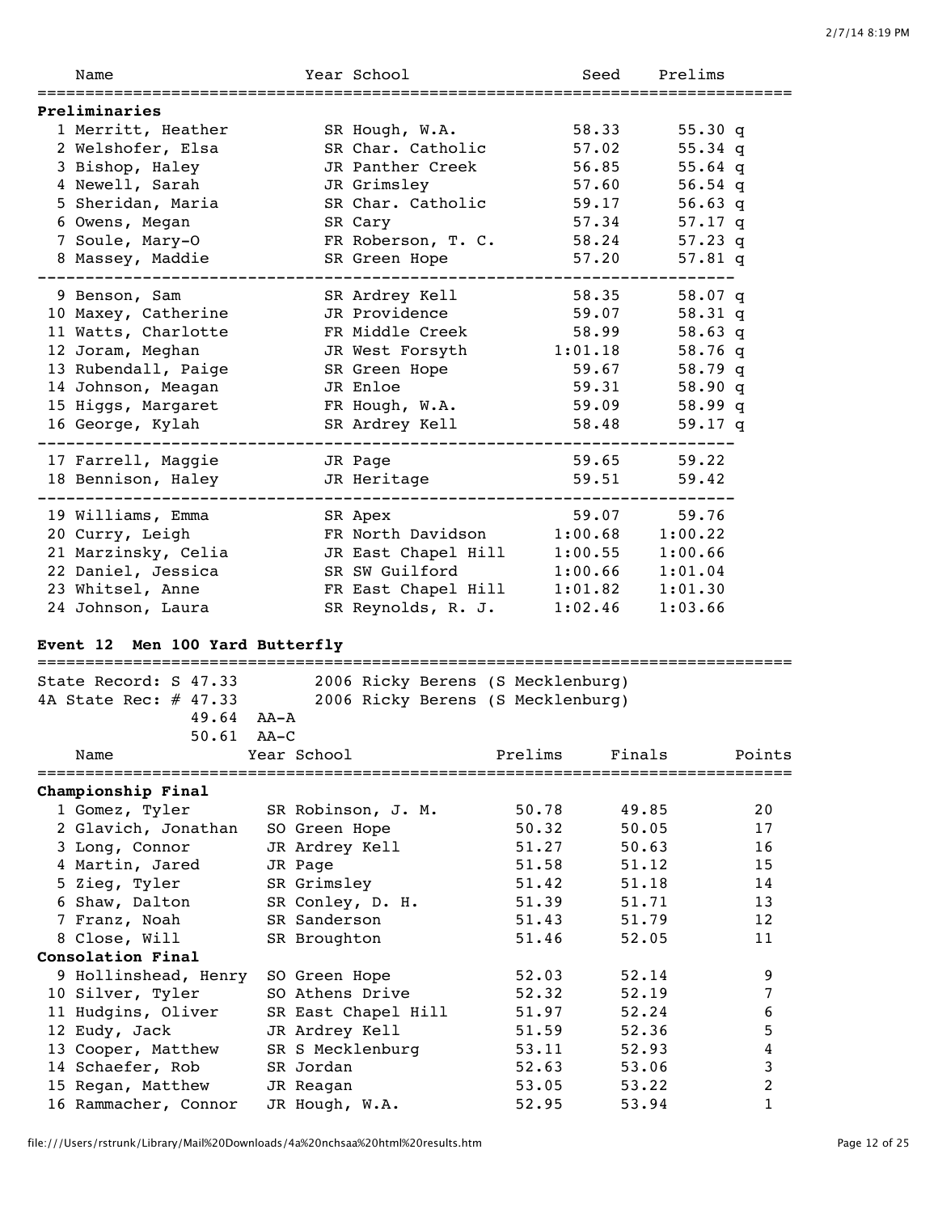| Name | Year | School | Seed | Prelims | |
|---|---|---|---|---|---|
| **Preliminaries** | | | | | |
| 1 Merritt, Heather | SR | Hough, W.A. | 58.33 | 55.30 | q |
| 2 Welshofer, Elsa | SR | Char. Catholic | 57.02 | 55.34 | q |
| 3 Bishop, Haley | JR | Panther Creek | 56.85 | 55.64 | q |
| 4 Newell, Sarah | JR | Grimsley | 57.60 | 56.54 | q |
| 5 Sheridan, Maria | SR | Char. Catholic | 59.17 | 56.63 | q |
| 6 Owens, Megan | SR | Cary | 57.34 | 57.17 | q |
| 7 Soule, Mary-O | FR | Roberson, T. C. | 58.24 | 57.23 | q |
| 8 Massey, Maddie | SR | Green Hope | 57.20 | 57.81 | q |
| 9 Benson, Sam | SR | Ardrey Kell | 58.35 | 58.07 | q |
| 10 Maxey, Catherine | JR | Providence | 59.07 | 58.31 | q |
| 11 Watts, Charlotte | FR | Middle Creek | 58.99 | 58.63 | q |
| 12 Joram, Meghan | JR | West Forsyth | 1:01.18 | 58.76 | q |
| 13 Rubendall, Paige | SR | Green Hope | 59.67 | 58.79 | q |
| 14 Johnson, Meagan | JR | Enloe | 59.31 | 58.90 | q |
| 15 Higgs, Margaret | FR | Hough, W.A. | 59.09 | 58.99 | q |
| 16 George, Kylah | SR | Ardrey Kell | 58.48 | 59.17 | q |
| 17 Farrell, Maggie | JR | Page | 59.65 | 59.22 | |
| 18 Bennison, Haley | JR | Heritage | 59.51 | 59.42 | |
| 19 Williams, Emma | SR | Apex | 59.07 | 59.76 | |
| 20 Curry, Leigh | FR | North Davidson | 1:00.68 | 1:00.22 | |
| 21 Marzinsky, Celia | JR | East Chapel Hill | 1:00.55 | 1:00.66 | |
| 22 Daniel, Jessica | SR | SW Guilford | 1:00.66 | 1:01.04 | |
| 23 Whitsel, Anne | FR | East Chapel Hill | 1:01.82 | 1:01.30 | |
| 24 Johnson, Laura | SR | Reynolds, R. J. | 1:02.46 | 1:03.66 | |

## Event 12 Men 100 Yard Butterfly

State Record: S 47.33 — 2006 Ricky Berens (S Mecklenburg)
4A State Rec: # 47.33 — 2006 Ricky Berens (S Mecklenburg)
49.64 AA-A
50.61 AA-C

| Name | Year | School | Prelims | Finals | Points |
|---|---|---|---|---|---|
| **Championship Final** | | | | | |
| 1 Gomez, Tyler | SR | Robinson, J. M. | 50.78 | 49.85 | 20 |
| 2 Glavich, Jonathan | SO | Green Hope | 50.32 | 50.05 | 17 |
| 3 Long, Connor | JR | Ardrey Kell | 51.27 | 50.63 | 16 |
| 4 Martin, Jared | JR | Page | 51.58 | 51.12 | 15 |
| 5 Zieg, Tyler | SR | Grimsley | 51.42 | 51.18 | 14 |
| 6 Shaw, Dalton | SR | Conley, D. H. | 51.39 | 51.71 | 13 |
| 7 Franz, Noah | SR | Sanderson | 51.43 | 51.79 | 12 |
| 8 Close, Will | SR | Broughton | 51.46 | 52.05 | 11 |
| **Consolation Final** | | | | | |
| 9 Hollinshead, Henry | SO | Green Hope | 52.03 | 52.14 | 9 |
| 10 Silver, Tyler | SO | Athens Drive | 52.32 | 52.19 | 7 |
| 11 Hudgins, Oliver | SR | East Chapel Hill | 51.97 | 52.24 | 6 |
| 12 Eudy, Jack | JR | Ardrey Kell | 51.59 | 52.36 | 5 |
| 13 Cooper, Matthew | SR | S Mecklenburg | 53.11 | 52.93 | 4 |
| 14 Schaefer, Rob | SR | Jordan | 52.63 | 53.06 | 3 |
| 15 Regan, Matthew | JR | Reagan | 53.05 | 53.22 | 2 |
| 16 Rammacher, Connor | JR | Hough, W.A. | 52.95 | 53.94 | 1 |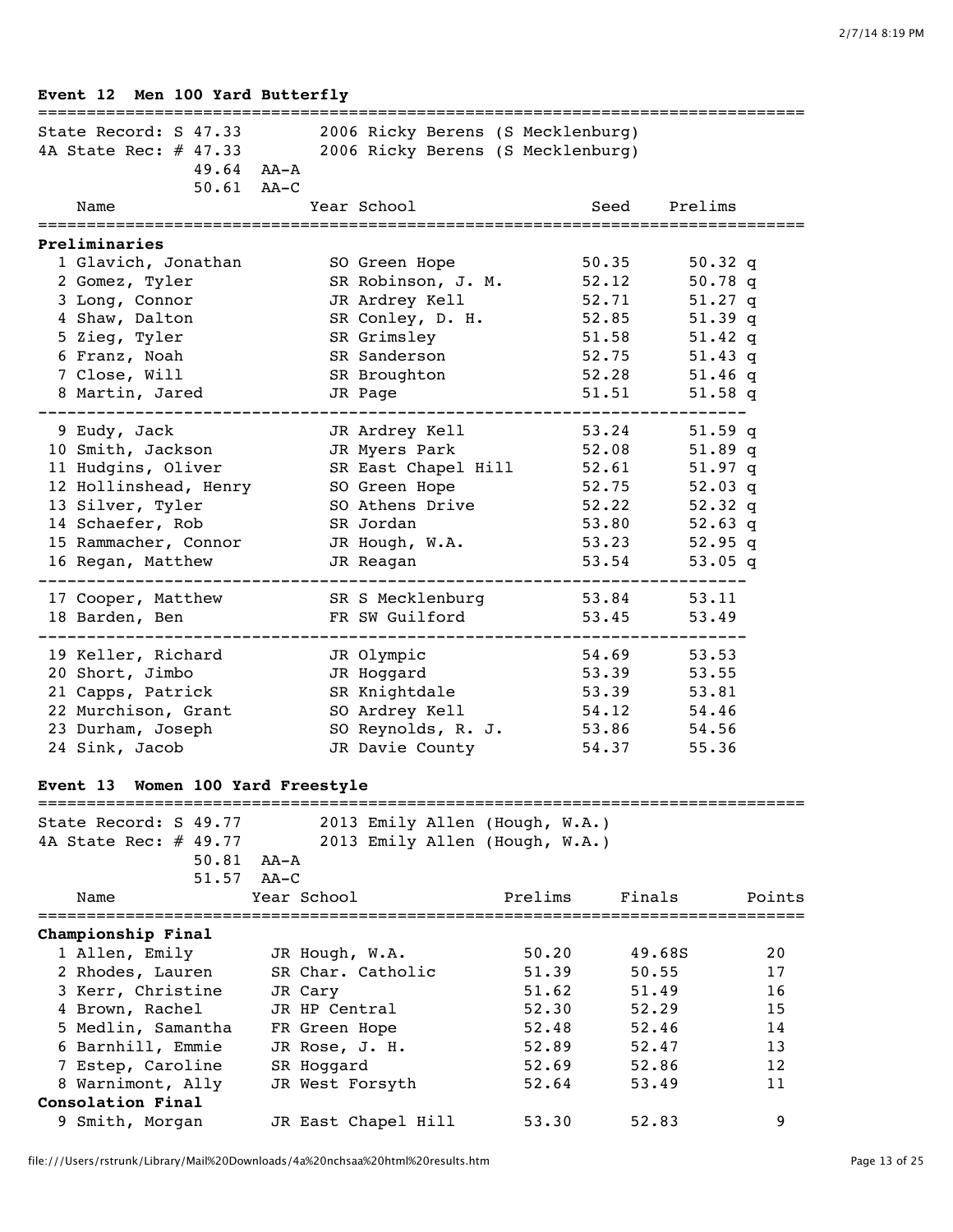## Event 12 Men 100 Yard Butterfly

State Record: S 47.33 — 2006 Ricky Berens (S Mecklenburg)
4A State Rec: # 47.33 — 2006 Ricky Berens (S Mecklenburg)
49.64 AA-A
50.61 AA-C

| | Name | Year | School | Seed | Prelims | |
|---|---|---|---|---|---|---|
| **Preliminaries** | | | | | | |
| 1 | Glavich, Jonathan | SO | Green Hope | 50.35 | 50.32 | q |
| 2 | Gomez, Tyler | SR | Robinson, J. M. | 52.12 | 50.78 | q |
| 3 | Long, Connor | JR | Ardrey Kell | 52.71 | 51.27 | q |
| 4 | Shaw, Dalton | SR | Conley, D. H. | 52.85 | 51.39 | q |
| 5 | Zieg, Tyler | SR | Grimsley | 51.58 | 51.42 | q |
| 6 | Franz, Noah | SR | Sanderson | 52.75 | 51.43 | q |
| 7 | Close, Will | SR | Broughton | 52.28 | 51.46 | q |
| 8 | Martin, Jared | JR | Page | 51.51 | 51.58 | q |
| 9 | Eudy, Jack | JR | Ardrey Kell | 53.24 | 51.59 | q |
| 10 | Smith, Jackson | JR | Myers Park | 52.08 | 51.89 | q |
| 11 | Hudgins, Oliver | SR | East Chapel Hill | 52.61 | 51.97 | q |
| 12 | Hollinshead, Henry | SO | Green Hope | 52.75 | 52.03 | q |
| 13 | Silver, Tyler | SO | Athens Drive | 52.22 | 52.32 | q |
| 14 | Schaefer, Rob | SR | Jordan | 53.80 | 52.63 | q |
| 15 | Rammacher, Connor | JR | Hough, W.A. | 53.23 | 52.95 | q |
| 16 | Regan, Matthew | JR | Reagan | 53.54 | 53.05 | q |
| 17 | Cooper, Matthew | SR | S Mecklenburg | 53.84 | 53.11 | |
| 18 | Barden, Ben | FR | SW Guilford | 53.45 | 53.49 | |
| 19 | Keller, Richard | JR | Olympic | 54.69 | 53.53 | |
| 20 | Short, Jimbo | JR | Hoggard | 53.39 | 53.55 | |
| 21 | Capps, Patrick | SR | Knightdale | 53.39 | 53.81 | |
| 22 | Murchison, Grant | SO | Ardrey Kell | 54.12 | 54.46 | |
| 23 | Durham, Joseph | SO | Reynolds, R. J. | 53.86 | 54.56 | |
| 24 | Sink, Jacob | JR | Davie County | 54.37 | 55.36 | |

## Event 13 Women 100 Yard Freestyle

State Record: S 49.77 — 2013 Emily Allen (Hough, W.A.)
4A State Rec: # 49.77 — 2013 Emily Allen (Hough, W.A.)
50.81 AA-A
51.57 AA-C

| | Name | Year | School | Prelims | Finals | Points |
|---|---|---|---|---|---|---|
| **Championship Final** | | | | | | |
| 1 | Allen, Emily | JR | Hough, W.A. | 50.20 | 49.68S | 20 |
| 2 | Rhodes, Lauren | SR | Char. Catholic | 51.39 | 50.55 | 17 |
| 3 | Kerr, Christine | JR | Cary | 51.62 | 51.49 | 16 |
| 4 | Brown, Rachel | JR | HP Central | 52.30 | 52.29 | 15 |
| 5 | Medlin, Samantha | FR | Green Hope | 52.48 | 52.46 | 14 |
| 6 | Barnhill, Emmie | JR | Rose, J. H. | 52.89 | 52.47 | 13 |
| 7 | Estep, Caroline | SR | Hoggard | 52.69 | 52.86 | 12 |
| 8 | Warnimont, Ally | JR | West Forsyth | 52.64 | 53.49 | 11 |
| **Consolation Final** | | | | | | |
| 9 | Smith, Morgan | JR | East Chapel Hill | 53.30 | 52.83 | 9 |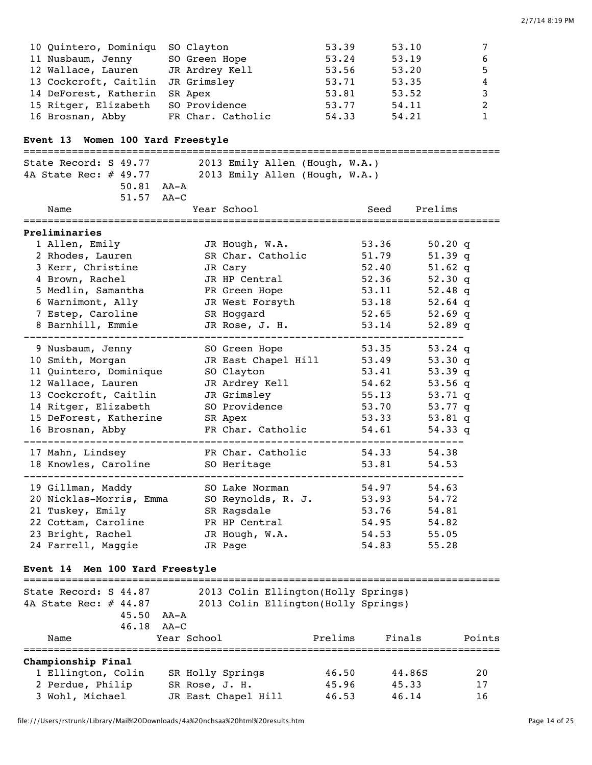| | Name | Year | School | Prelims | Finals | Points |
|---|---|---|---|---|---|---|
| 10 | Quintero, Dominiqu | SO | Clayton | 53.39 | 53.10 | 7 |
| 11 | Nusbaum, Jenny | SO | Green Hope | 53.24 | 53.19 | 6 |
| 12 | Wallace, Lauren | JR | Ardrey Kell | 53.56 | 53.20 | 5 |
| 13 | Cockcroft, Caitlin | JR | Grimsley | 53.71 | 53.35 | 4 |
| 14 | DeForest, Katherin | SR | Apex | 53.81 | 53.52 | 3 |
| 15 | Ritger, Elizabeth | SO | Providence | 53.77 | 54.11 | 2 |
| 16 | Brosnan, Abby | FR | Char. Catholic | 54.33 | 54.21 | 1 |

### Event 13 Women 100 Yard Freestyle

State Record: S 49.77 2013 Emily Allen (Hough, W.A.)
4A State Rec: # 49.77 2013 Emily Allen (Hough, W.A.)
50.81 AA-A
51.57 AA-C

**Preliminaries**

| | Name | Year | School | Seed | Prelims |
|---|---|---|---|---|---|
| 1 | Allen, Emily | JR | Hough, W.A. | 53.36 | 50.20 q |
| 2 | Rhodes, Lauren | SR | Char. Catholic | 51.79 | 51.39 q |
| 3 | Kerr, Christine | JR | Cary | 52.40 | 51.62 q |
| 4 | Brown, Rachel | JR | HP Central | 52.36 | 52.30 q |
| 5 | Medlin, Samantha | FR | Green Hope | 53.11 | 52.48 q |
| 6 | Warnimont, Ally | JR | West Forsyth | 53.18 | 52.64 q |
| 7 | Estep, Caroline | SR | Hoggard | 52.65 | 52.69 q |
| 8 | Barnhill, Emmie | JR | Rose, J. H. | 53.14 | 52.89 q |
| 9 | Nusbaum, Jenny | SO | Green Hope | 53.35 | 53.24 q |
| 10 | Smith, Morgan | JR | East Chapel Hill | 53.49 | 53.30 q |
| 11 | Quintero, Dominique | SO | Clayton | 53.41 | 53.39 q |
| 12 | Wallace, Lauren | JR | Ardrey Kell | 54.62 | 53.56 q |
| 13 | Cockcroft, Caitlin | JR | Grimsley | 55.13 | 53.71 q |
| 14 | Ritger, Elizabeth | SO | Providence | 53.70 | 53.77 q |
| 15 | DeForest, Katherine | SR | Apex | 53.33 | 53.81 q |
| 16 | Brosnan, Abby | FR | Char. Catholic | 54.61 | 54.33 q |
| 17 | Mahn, Lindsey | FR | Char. Catholic | 54.33 | 54.38 |
| 18 | Knowles, Caroline | SO | Heritage | 53.81 | 54.53 |
| 19 | Gillman, Maddy | SO | Lake Norman | 54.97 | 54.63 |
| 20 | Nicklas-Morris, Emma | SO | Reynolds, R. J. | 53.93 | 54.72 |
| 21 | Tuskey, Emily | SR | Ragsdale | 53.76 | 54.81 |
| 22 | Cottam, Caroline | FR | HP Central | 54.95 | 54.82 |
| 23 | Bright, Rachel | JR | Hough, W.A. | 54.53 | 55.05 |
| 24 | Farrell, Maggie | JR | Page | 54.83 | 55.28 |

### Event 14 Men 100 Yard Freestyle

State Record: S 44.87 2013 Colin Ellington(Holly Springs)
4A State Rec: # 44.87 2013 Colin Ellington(Holly Springs)
45.50 AA-A
46.18 AA-C

**Championship Final**

| | Name | Year | School | Prelims | Finals | Points |
|---|---|---|---|---|---|---|
| 1 | Ellington, Colin | SR | Holly Springs | 46.50 | 44.86S | 20 |
| 2 | Perdue, Philip | SR | Rose, J. H. | 45.96 | 45.33 | 17 |
| 3 | Wohl, Michael | JR | East Chapel Hill | 46.53 | 46.14 | 16 |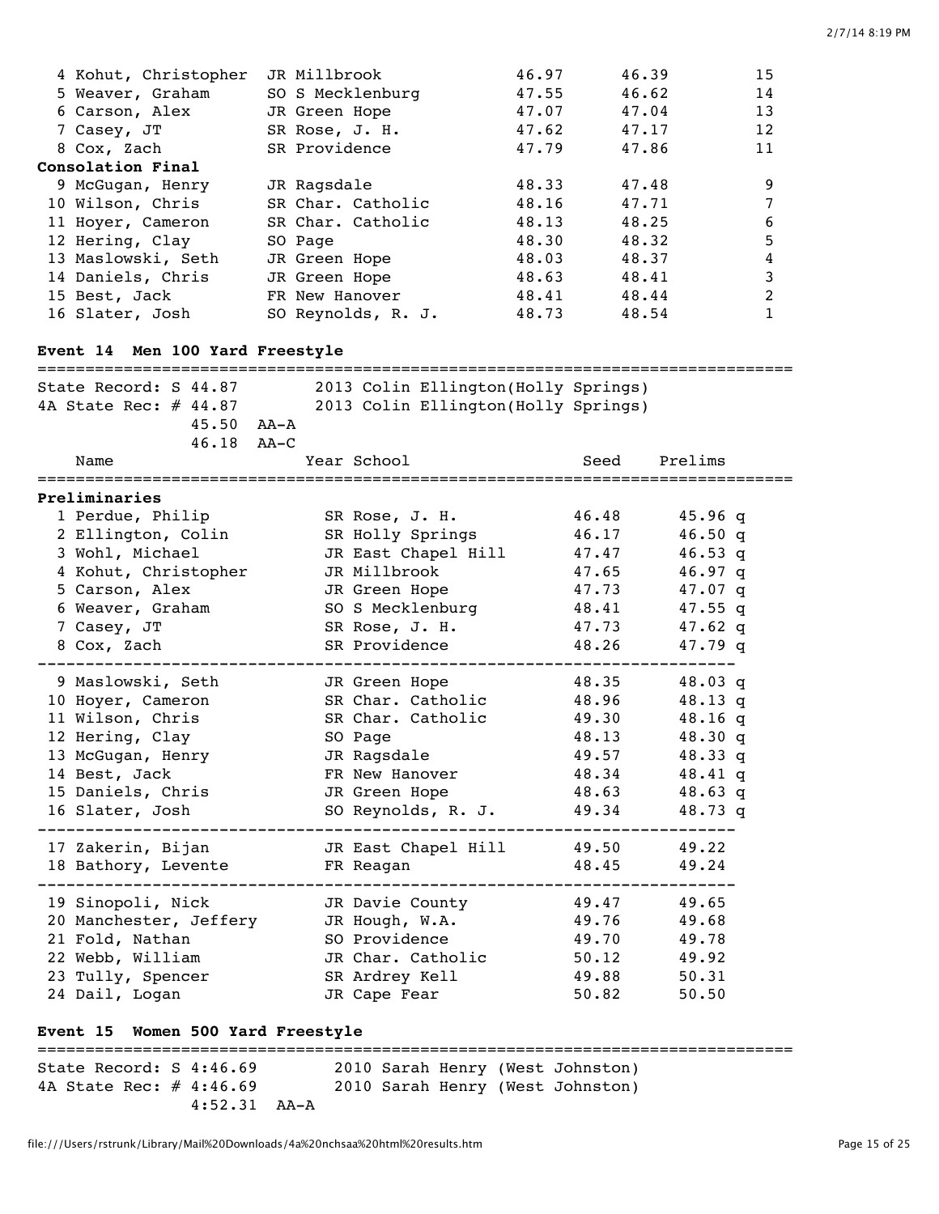| Place | Name | Year | School | Prelims | Finals | Points |
|---|---|---|---|---|---|---|
| 4 | Kohut, Christopher | JR | Millbrook | 46.97 | 46.39 | 15 |
| 5 | Weaver, Graham | SO | S Mecklenburg | 47.55 | 46.62 | 14 |
| 6 | Carson, Alex | JR | Green Hope | 47.07 | 47.04 | 13 |
| 7 | Casey, JT | SR | Rose, J. H. | 47.62 | 47.17 | 12 |
| 8 | Cox, Zach | SR | Providence | 47.79 | 47.86 | 11 |
| **Consolation Final** | | | | | | |
| 9 | McGugan, Henry | JR | Ragsdale | 48.33 | 47.48 | 9 |
| 10 | Wilson, Chris | SR | Char. Catholic | 48.16 | 47.71 | 7 |
| 11 | Hoyer, Cameron | SR | Char. Catholic | 48.13 | 48.25 | 6 |
| 12 | Hering, Clay | SO | Page | 48.30 | 48.32 | 5 |
| 13 | Maslowski, Seth | JR | Green Hope | 48.03 | 48.37 | 4 |
| 14 | Daniels, Chris | JR | Green Hope | 48.63 | 48.41 | 3 |
| 15 | Best, Jack | FR | New Hanover | 48.41 | 48.44 | 2 |
| 16 | Slater, Josh | SO | Reynolds, R. J. | 48.73 | 48.54 | 1 |

## Event 14 Men 100 Yard Freestyle

State Record: S 44.87 — 2013 Colin Ellington(Holly Springs)
4A State Rec: # 44.87 — 2013 Colin Ellington(Holly Springs)
45.50 AA-A
46.18 AA-C

| Place | Name | Year | School | Seed | Prelims |
|---|---|---|---|---|---|
| **Preliminaries** | | | | | |
| 1 | Perdue, Philip | SR | Rose, J. H. | 46.48 | 45.96 q |
| 2 | Ellington, Colin | SR | Holly Springs | 46.17 | 46.50 q |
| 3 | Wohl, Michael | JR | East Chapel Hill | 47.47 | 46.53 q |
| 4 | Kohut, Christopher | JR | Millbrook | 47.65 | 46.97 q |
| 5 | Carson, Alex | JR | Green Hope | 47.73 | 47.07 q |
| 6 | Weaver, Graham | SO | S Mecklenburg | 48.41 | 47.55 q |
| 7 | Casey, JT | SR | Rose, J. H. | 47.73 | 47.62 q |
| 8 | Cox, Zach | SR | Providence | 48.26 | 47.79 q |
| 9 | Maslowski, Seth | JR | Green Hope | 48.35 | 48.03 q |
| 10 | Hoyer, Cameron | SR | Char. Catholic | 48.96 | 48.13 q |
| 11 | Wilson, Chris | SR | Char. Catholic | 49.30 | 48.16 q |
| 12 | Hering, Clay | SO | Page | 48.13 | 48.30 q |
| 13 | McGugan, Henry | JR | Ragsdale | 49.57 | 48.33 q |
| 14 | Best, Jack | FR | New Hanover | 48.34 | 48.41 q |
| 15 | Daniels, Chris | JR | Green Hope | 48.63 | 48.63 q |
| 16 | Slater, Josh | SO | Reynolds, R. J. | 49.34 | 48.73 q |
| 17 | Zakerin, Bijan | JR | East Chapel Hill | 49.50 | 49.22 |
| 18 | Bathory, Levente | FR | Reagan | 48.45 | 49.24 |
| 19 | Sinopoli, Nick | JR | Davie County | 49.47 | 49.65 |
| 20 | Manchester, Jeffery | JR | Hough, W.A. | 49.76 | 49.68 |
| 21 | Fold, Nathan | SO | Providence | 49.70 | 49.78 |
| 22 | Webb, William | JR | Char. Catholic | 50.12 | 49.92 |
| 23 | Tully, Spencer | SR | Ardrey Kell | 49.88 | 50.31 |
| 24 | Dail, Logan | JR | Cape Fear | 50.82 | 50.50 |

## Event 15 Women 500 Yard Freestyle

State Record: S 4:46.69 — 2010 Sarah Henry (West Johnston)
4A State Rec: # 4:46.69 — 2010 Sarah Henry (West Johnston)
4:52.31 AA-A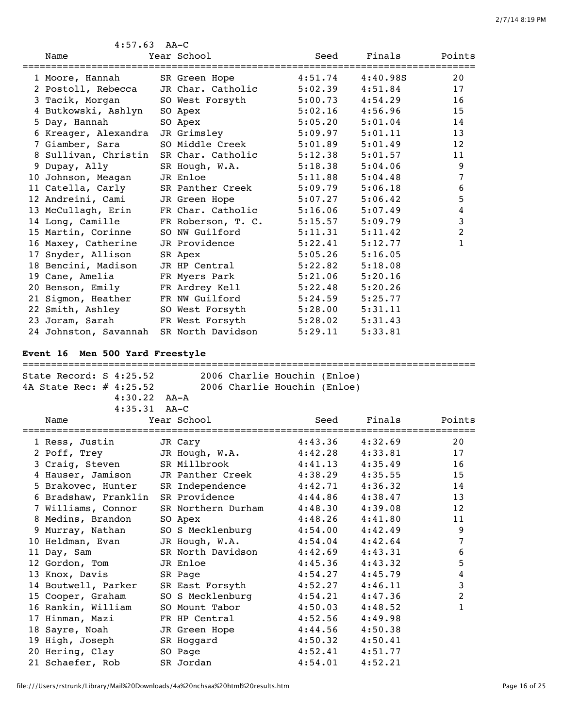4:57.63 AA-C

| | Name | Year | School | Seed | Finals | Points |
|---|---|---|---|---|---|---|
| 1 | Moore, Hannah | SR | Green Hope | 4:51.74 | 4:40.98S | 20 |
| 2 | Postoll, Rebecca | JR | Char. Catholic | 5:02.39 | 4:51.84 | 17 |
| 3 | Tacik, Morgan | SO | West Forsyth | 5:00.73 | 4:54.29 | 16 |
| 4 | Butkowski, Ashlyn | SO | Apex | 5:02.16 | 4:56.96 | 15 |
| 5 | Day, Hannah | SO | Apex | 5:05.20 | 5:01.04 | 14 |
| 6 | Kreager, Alexandra | JR | Grimsley | 5:09.97 | 5:01.11 | 13 |
| 7 | Giamber, Sara | SO | Middle Creek | 5:01.89 | 5:01.49 | 12 |
| 8 | Sullivan, Christin | SR | Char. Catholic | 5:12.38 | 5:01.57 | 11 |
| 9 | Dupay, Ally | SR | Hough, W.A. | 5:18.38 | 5:04.06 | 9 |
| 10 | Johnson, Meagan | JR | Enloe | 5:11.88 | 5:04.48 | 7 |
| 11 | Catella, Carly | SR | Panther Creek | 5:09.79 | 5:06.18 | 6 |
| 12 | Andreini, Cami | JR | Green Hope | 5:07.27 | 5:06.42 | 5 |
| 13 | McCullagh, Erin | FR | Char. Catholic | 5:16.06 | 5:07.49 | 4 |
| 14 | Long, Camille | FR | Roberson, T. C. | 5:15.57 | 5:09.79 | 3 |
| 15 | Martin, Corinne | SO | NW Guilford | 5:11.31 | 5:11.42 | 2 |
| 16 | Maxey, Catherine | JR | Providence | 5:22.41 | 5:12.77 | 1 |
| 17 | Snyder, Allison | SR | Apex | 5:05.26 | 5:16.05 | |
| 18 | Bencini, Madison | JR | HP Central | 5:22.82 | 5:18.08 | |
| 19 | Cane, Amelia | FR | Myers Park | 5:21.06 | 5:20.16 | |
| 20 | Benson, Emily | FR | Ardrey Kell | 5:22.48 | 5:20.26 | |
| 21 | Sigmon, Heather | FR | NW Guilford | 5:24.59 | 5:25.77 | |
| 22 | Smith, Ashley | SO | West Forsyth | 5:28.00 | 5:31.11 | |
| 23 | Joram, Sarah | FR | West Forsyth | 5:28.02 | 5:31.43 | |
| 24 | Johnston, Savannah | SR | North Davidson | 5:29.11 | 5:33.81 | |

**Event 16 Men 500 Yard Freestyle**

State Record: S 4:25.52 2006 Charlie Houchin (Enloe)
4A State Rec: # 4:25.52 2006 Charlie Houchin (Enloe)
4:30.22 AA-A
4:35.31 AA-C

| | Name | Year | School | Seed | Finals | Points |
|---|---|---|---|---|---|---|
| 1 | Ress, Justin | JR | Cary | 4:43.36 | 4:32.69 | 20 |
| 2 | Poff, Trey | JR | Hough, W.A. | 4:42.28 | 4:33.81 | 17 |
| 3 | Craig, Steven | SR | Millbrook | 4:41.13 | 4:35.49 | 16 |
| 4 | Hauser, Jamison | JR | Panther Creek | 4:38.29 | 4:35.55 | 15 |
| 5 | Brakovec, Hunter | SR | Independence | 4:42.71 | 4:36.32 | 14 |
| 6 | Bradshaw, Franklin | SR | Providence | 4:44.86 | 4:38.47 | 13 |
| 7 | Williams, Connor | SR | Northern Durham | 4:48.30 | 4:39.08 | 12 |
| 8 | Medins, Brandon | SO | Apex | 4:48.26 | 4:41.80 | 11 |
| 9 | Murray, Nathan | SO | S Mecklenburg | 4:54.00 | 4:42.49 | 9 |
| 10 | Heldman, Evan | JR | Hough, W.A. | 4:54.04 | 4:42.64 | 7 |
| 11 | Day, Sam | SR | North Davidson | 4:42.69 | 4:43.31 | 6 |
| 12 | Gordon, Tom | JR | Enloe | 4:45.36 | 4:43.32 | 5 |
| 13 | Knox, Davis | SR | Page | 4:54.27 | 4:45.79 | 4 |
| 14 | Boutwell, Parker | SR | East Forsyth | 4:52.27 | 4:46.11 | 3 |
| 15 | Cooper, Graham | SO | S Mecklenburg | 4:54.21 | 4:47.36 | 2 |
| 16 | Rankin, William | SO | Mount Tabor | 4:50.03 | 4:48.52 | 1 |
| 17 | Hinman, Mazi | FR | HP Central | 4:52.56 | 4:49.98 | |
| 18 | Sayre, Noah | JR | Green Hope | 4:44.56 | 4:50.38 | |
| 19 | High, Joseph | SR | Hoggard | 4:50.32 | 4:50.41 | |
| 20 | Hering, Clay | SO | Page | 4:52.41 | 4:51.77 | |
| 21 | Schaefer, Rob | SR | Jordan | 4:54.01 | 4:52.21 | |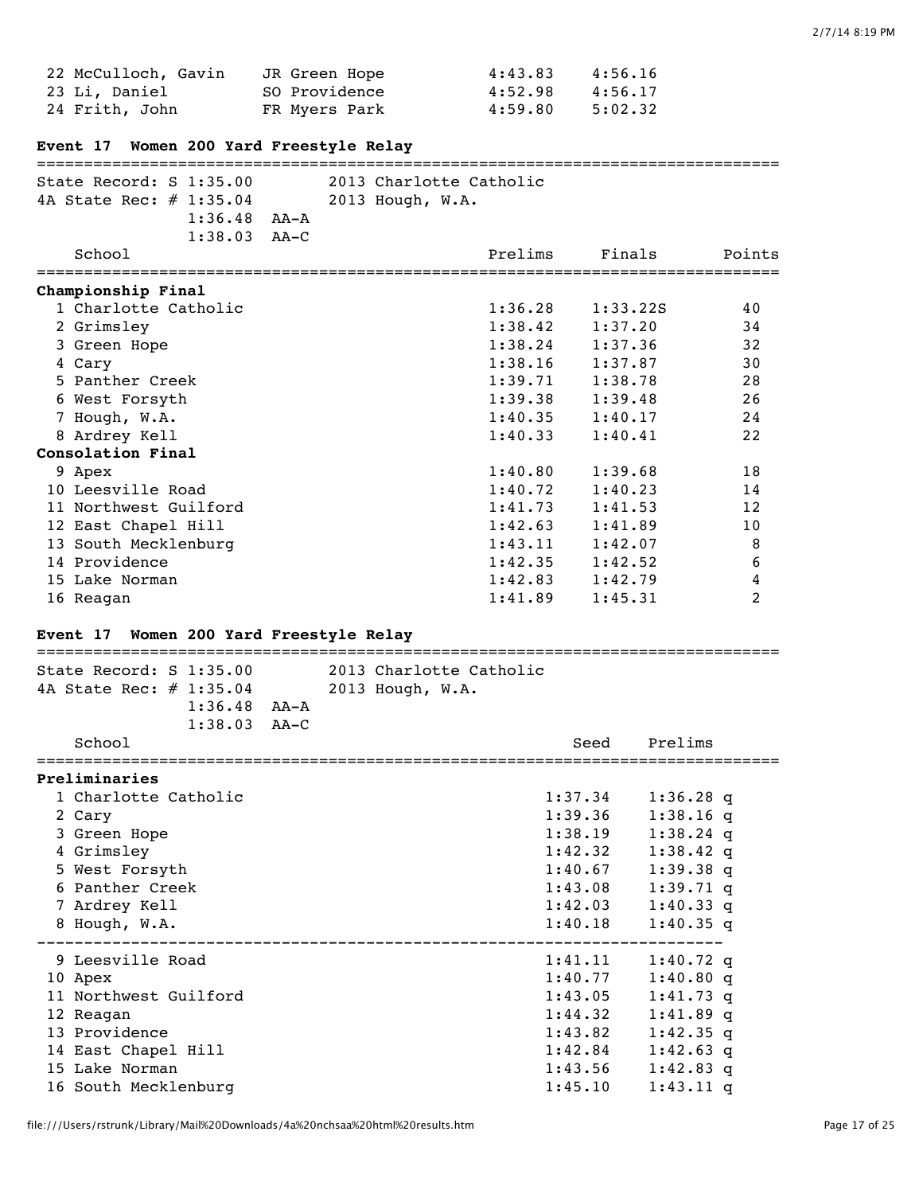| | | | | |
|---|---|---|---|---|
| 22 McCulloch, Gavin | JR | Green Hope | 4:43.83 | 4:56.16 |
| 23 Li, Daniel | SO | Providence | 4:52.98 | 4:56.17 |
| 24 Frith, John | FR | Myers Park | 4:59.80 | 5:02.32 |

## Event 17 Women 200 Yard Freestyle Relay

State Record: S 1:35.00 — 2013 Charlotte Catholic
4A State Rec: # 1:35.04 — 2013 Hough, W.A.
1:36.48 AA-A
1:38.03 AA-C

| School | Prelims | Finals | Points |
|---|---|---|---|
| **Championship Final** | | | |
| 1 Charlotte Catholic | 1:36.28 | 1:33.22S | 40 |
| 2 Grimsley | 1:38.42 | 1:37.20 | 34 |
| 3 Green Hope | 1:38.24 | 1:37.36 | 32 |
| 4 Cary | 1:38.16 | 1:37.87 | 30 |
| 5 Panther Creek | 1:39.71 | 1:38.78 | 28 |
| 6 West Forsyth | 1:39.38 | 1:39.48 | 26 |
| 7 Hough, W.A. | 1:40.35 | 1:40.17 | 24 |
| 8 Ardrey Kell | 1:40.33 | 1:40.41 | 22 |
| **Consolation Final** | | | |
| 9 Apex | 1:40.80 | 1:39.68 | 18 |
| 10 Leesville Road | 1:40.72 | 1:40.23 | 14 |
| 11 Northwest Guilford | 1:41.73 | 1:41.53 | 12 |
| 12 East Chapel Hill | 1:42.63 | 1:41.89 | 10 |
| 13 South Mecklenburg | 1:43.11 | 1:42.07 | 8 |
| 14 Providence | 1:42.35 | 1:42.52 | 6 |
| 15 Lake Norman | 1:42.83 | 1:42.79 | 4 |
| 16 Reagan | 1:41.89 | 1:45.31 | 2 |

## Event 17 Women 200 Yard Freestyle Relay

State Record: S 1:35.00 — 2013 Charlotte Catholic
4A State Rec: # 1:35.04 — 2013 Hough, W.A.
1:36.48 AA-A
1:38.03 AA-C

| School | Seed | Prelims |
|---|---|---|
| **Preliminaries** | | |
| 1 Charlotte Catholic | 1:37.34 | 1:36.28 q |
| 2 Cary | 1:39.36 | 1:38.16 q |
| 3 Green Hope | 1:38.19 | 1:38.24 q |
| 4 Grimsley | 1:42.32 | 1:38.42 q |
| 5 West Forsyth | 1:40.67 | 1:39.38 q |
| 6 Panther Creek | 1:43.08 | 1:39.71 q |
| 7 Ardrey Kell | 1:42.03 | 1:40.33 q |
| 8 Hough, W.A. | 1:40.18 | 1:40.35 q |
| 9 Leesville Road | 1:41.11 | 1:40.72 q |
| 10 Apex | 1:40.77 | 1:40.80 q |
| 11 Northwest Guilford | 1:43.05 | 1:41.73 q |
| 12 Reagan | 1:44.32 | 1:41.89 q |
| 13 Providence | 1:43.82 | 1:42.35 q |
| 14 East Chapel Hill | 1:42.84 | 1:42.63 q |
| 15 Lake Norman | 1:43.56 | 1:42.83 q |
| 16 South Mecklenburg | 1:45.10 | 1:43.11 q |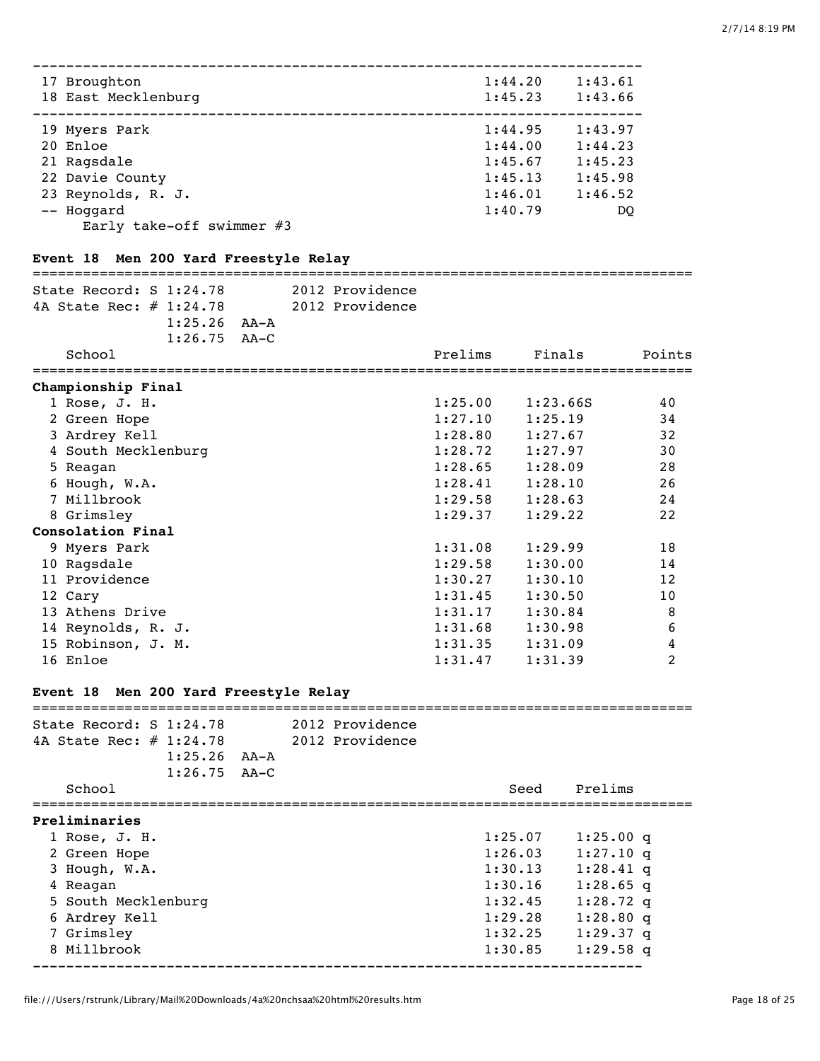| | Prelims | Finals |
|---|---|---|
| 17 Broughton | 1:44.20 | 1:43.61 |
| 18 East Mecklenburg | 1:45.23 | 1:43.66 |
| 19 Myers Park | 1:44.95 | 1:43.97 |
| 20 Enloe | 1:44.00 | 1:44.23 |
| 21 Ragsdale | 1:45.67 | 1:45.23 |
| 22 Davie County | 1:45.13 | 1:45.98 |
| 23 Reynolds, R. J. | 1:46.01 | 1:46.52 |
| -- Hoggard | 1:40.79 | DQ |

Early take-off swimmer #3

### Event 18 Men 200 Yard Freestyle Relay

State Record: S 1:24.78 2012 Providence
4A State Rec: # 1:24.78 2012 Providence
1:25.26 AA-A
1:26.75 AA-C

| School | Prelims | Finals | Points |
|---|---|---|---|
| **Championship Final** | | | |
| 1 Rose, J. H. | 1:25.00 | 1:23.66S | 40 |
| 2 Green Hope | 1:27.10 | 1:25.19 | 34 |
| 3 Ardrey Kell | 1:28.80 | 1:27.67 | 32 |
| 4 South Mecklenburg | 1:28.72 | 1:27.97 | 30 |
| 5 Reagan | 1:28.65 | 1:28.09 | 28 |
| 6 Hough, W.A. | 1:28.41 | 1:28.10 | 26 |
| 7 Millbrook | 1:29.58 | 1:28.63 | 24 |
| 8 Grimsley | 1:29.37 | 1:29.22 | 22 |
| **Consolation Final** | | | |
| 9 Myers Park | 1:31.08 | 1:29.99 | 18 |
| 10 Ragsdale | 1:29.58 | 1:30.00 | 14 |
| 11 Providence | 1:30.27 | 1:30.10 | 12 |
| 12 Cary | 1:31.45 | 1:30.50 | 10 |
| 13 Athens Drive | 1:31.17 | 1:30.84 | 8 |
| 14 Reynolds, R. J. | 1:31.68 | 1:30.98 | 6 |
| 15 Robinson, J. M. | 1:31.35 | 1:31.09 | 4 |
| 16 Enloe | 1:31.47 | 1:31.39 | 2 |

### Event 18 Men 200 Yard Freestyle Relay

State Record: S 1:24.78 2012 Providence
4A State Rec: # 1:24.78 2012 Providence
1:25.26 AA-A
1:26.75 AA-C

| School | Seed | Prelims |
|---|---|---|
| **Preliminaries** | | |
| 1 Rose, J. H. | 1:25.07 | 1:25.00 q |
| 2 Green Hope | 1:26.03 | 1:27.10 q |
| 3 Hough, W.A. | 1:30.13 | 1:28.41 q |
| 4 Reagan | 1:30.16 | 1:28.65 q |
| 5 South Mecklenburg | 1:32.45 | 1:28.72 q |
| 6 Ardrey Kell | 1:29.28 | 1:28.80 q |
| 7 Grimsley | 1:32.25 | 1:29.37 q |
| 8 Millbrook | 1:30.85 | 1:29.58 q |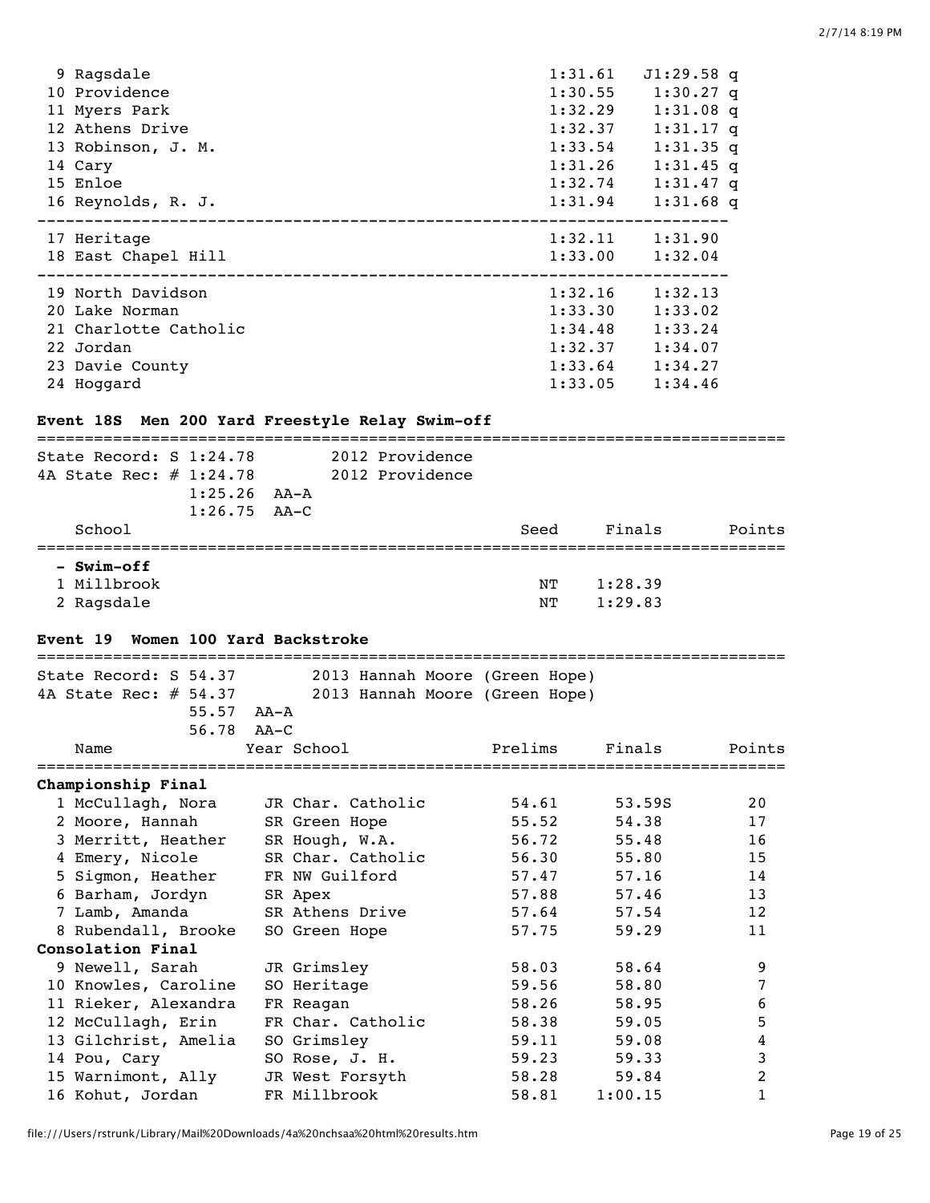| | School | Seed | Finals |
|---|---|---|---|
| 9 | Ragsdale | 1:31.61 | J1:29.58 q |
| 10 | Providence | 1:30.55 | 1:30.27 q |
| 11 | Myers Park | 1:32.29 | 1:31.08 q |
| 12 | Athens Drive | 1:32.37 | 1:31.17 q |
| 13 | Robinson, J. M. | 1:33.54 | 1:31.35 q |
| 14 | Cary | 1:31.26 | 1:31.45 q |
| 15 | Enloe | 1:32.74 | 1:31.47 q |
| 16 | Reynolds, R. J. | 1:31.94 | 1:31.68 q |
| 17 | Heritage | 1:32.11 | 1:31.90 |
| 18 | East Chapel Hill | 1:33.00 | 1:32.04 |
| 19 | North Davidson | 1:32.16 | 1:32.13 |
| 20 | Lake Norman | 1:33.30 | 1:33.02 |
| 21 | Charlotte Catholic | 1:34.48 | 1:33.24 |
| 22 | Jordan | 1:32.37 | 1:34.07 |
| 23 | Davie County | 1:33.64 | 1:34.27 |
| 24 | Hoggard | 1:33.05 | 1:34.46 |

**Event 18S Men 200 Yard Freestyle Relay Swim-off**

State Record: S 1:24.78 — 2012 Providence
4A State Rec: # 1:24.78 — 2012 Providence
1:25.26 AA-A
1:26.75 AA-C

| | School | Seed | Finals | Points |
|---|---|---|---|---|
| **- Swim-off** | | | | |
| 1 | Millbrook | NT | 1:28.39 | |
| 2 | Ragsdale | NT | 1:29.83 | |

**Event 19 Women 100 Yard Backstroke**

State Record: S 54.37 — 2013 Hannah Moore (Green Hope)
4A State Rec: # 54.37 — 2013 Hannah Moore (Green Hope)
55.57 AA-A
56.78 AA-C

| | Name | Year | School | Prelims | Finals | Points |
|---|---|---|---|---|---|---|
| **Championship Final** | | | | | | |
| 1 | McCullagh, Nora | JR | Char. Catholic | 54.61 | 53.59S | 20 |
| 2 | Moore, Hannah | SR | Green Hope | 55.52 | 54.38 | 17 |
| 3 | Merritt, Heather | SR | Hough, W.A. | 56.72 | 55.48 | 16 |
| 4 | Emery, Nicole | SR | Char. Catholic | 56.30 | 55.80 | 15 |
| 5 | Sigmon, Heather | FR | NW Guilford | 57.47 | 57.16 | 14 |
| 6 | Barham, Jordyn | SR | Apex | 57.88 | 57.46 | 13 |
| 7 | Lamb, Amanda | SR | Athens Drive | 57.64 | 57.54 | 12 |
| 8 | Rubendall, Brooke | SO | Green Hope | 57.75 | 59.29 | 11 |
| **Consolation Final** | | | | | | |
| 9 | Newell, Sarah | JR | Grimsley | 58.03 | 58.64 | 9 |
| 10 | Knowles, Caroline | SO | Heritage | 59.56 | 58.80 | 7 |
| 11 | Rieker, Alexandra | FR | Reagan | 58.26 | 58.95 | 6 |
| 12 | McCullagh, Erin | FR | Char. Catholic | 58.38 | 59.05 | 5 |
| 13 | Gilchrist, Amelia | SO | Grimsley | 59.11 | 59.08 | 4 |
| 14 | Pou, Cary | SO | Rose, J. H. | 59.23 | 59.33 | 3 |
| 15 | Warnimont, Ally | JR | West Forsyth | 58.28 | 59.84 | 2 |
| 16 | Kohut, Jordan | FR | Millbrook | 58.81 | 1:00.15 | 1 |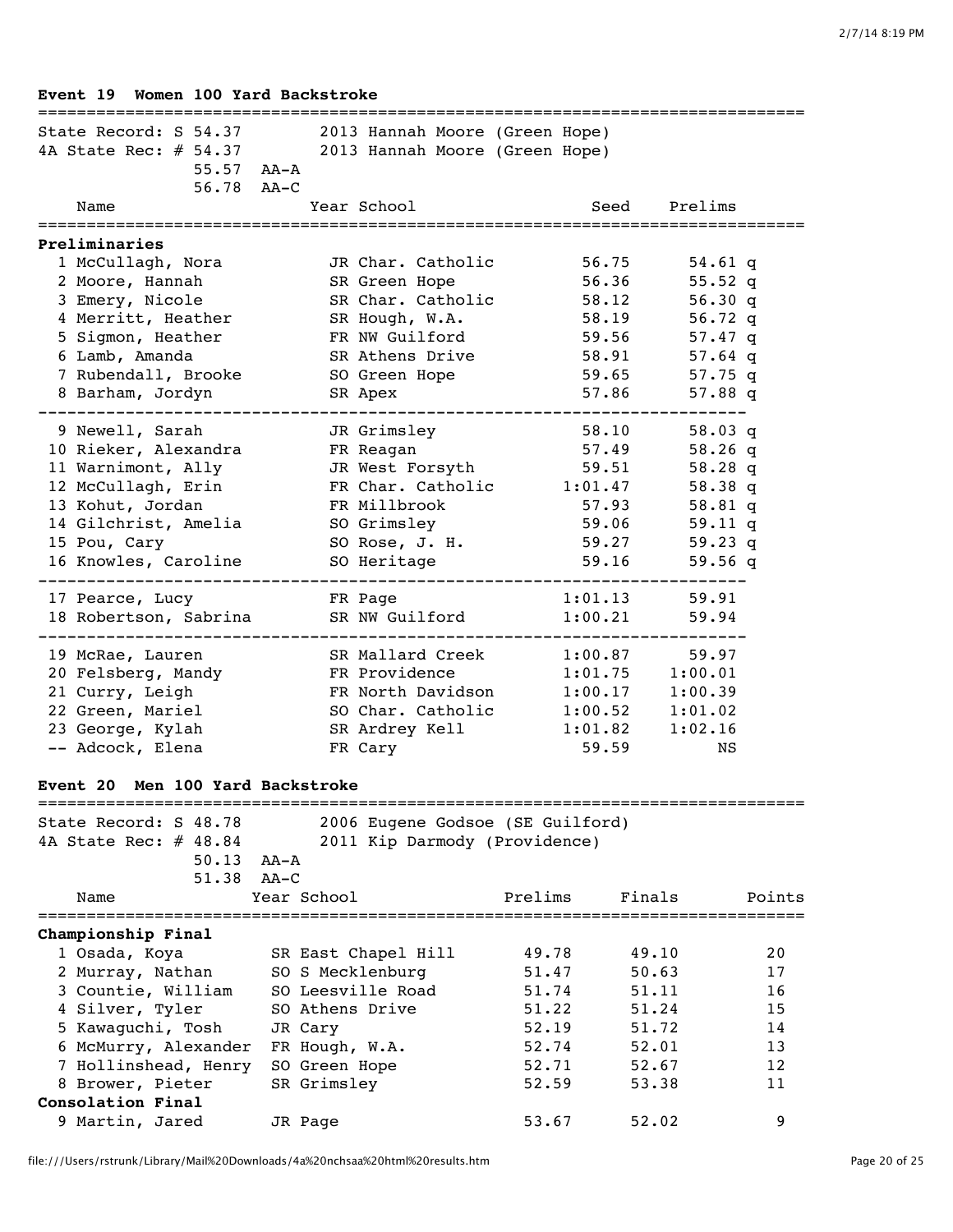### Event 19 Women 100 Yard Backstroke

State Record: S 54.37 — 2013 Hannah Moore (Green Hope)
4A State Rec: # 54.37 — 2013 Hannah Moore (Green Hope)
55.57 AA-A
56.78 AA-C

**Preliminaries**

| | Name | Year | School | Seed | Prelims | |
|---|---|---|---|---|---|---|
| 1 | McCullagh, Nora | JR | Char. Catholic | 56.75 | 54.61 | q |
| 2 | Moore, Hannah | SR | Green Hope | 56.36 | 55.52 | q |
| 3 | Emery, Nicole | SR | Char. Catholic | 58.12 | 56.30 | q |
| 4 | Merritt, Heather | SR | Hough, W.A. | 58.19 | 56.72 | q |
| 5 | Sigmon, Heather | FR | NW Guilford | 59.56 | 57.47 | q |
| 6 | Lamb, Amanda | SR | Athens Drive | 58.91 | 57.64 | q |
| 7 | Rubendall, Brooke | SO | Green Hope | 59.65 | 57.75 | q |
| 8 | Barham, Jordyn | SR | Apex | 57.86 | 57.88 | q |
| 9 | Newell, Sarah | JR | Grimsley | 58.10 | 58.03 | q |
| 10 | Rieker, Alexandra | FR | Reagan | 57.49 | 58.26 | q |
| 11 | Warnimont, Ally | JR | West Forsyth | 59.51 | 58.28 | q |
| 12 | McCullagh, Erin | FR | Char. Catholic | 1:01.47 | 58.38 | q |
| 13 | Kohut, Jordan | FR | Millbrook | 57.93 | 58.81 | q |
| 14 | Gilchrist, Amelia | SO | Grimsley | 59.06 | 59.11 | q |
| 15 | Pou, Cary | SO | Rose, J. H. | 59.27 | 59.23 | q |
| 16 | Knowles, Caroline | SO | Heritage | 59.16 | 59.56 | q |
| 17 | Pearce, Lucy | FR | Page | 1:01.13 | 59.91 | |
| 18 | Robertson, Sabrina | SR | NW Guilford | 1:00.21 | 59.94 | |
| 19 | McRae, Lauren | SR | Mallard Creek | 1:00.87 | 59.97 | |
| 20 | Felsberg, Mandy | FR | Providence | 1:01.75 | 1:00.01 | |
| 21 | Curry, Leigh | FR | North Davidson | 1:00.17 | 1:00.39 | |
| 22 | Green, Mariel | SO | Char. Catholic | 1:00.52 | 1:01.02 | |
| 23 | George, Kylah | SR | Ardrey Kell | 1:01.82 | 1:02.16 | |
| -- | Adcock, Elena | FR | Cary | 59.59 | NS | |

### Event 20 Men 100 Yard Backstroke

State Record: S 48.78 — 2006 Eugene Godsoe (SE Guilford)
4A State Rec: # 48.84 — 2011 Kip Darmody (Providence)
50.13 AA-A
51.38 AA-C

| | Name | Year | School | Prelims | Finals | Points |
|---|---|---|---|---|---|---|
| **Championship Final** | | | | | | |
| 1 | Osada, Koya | SR | East Chapel Hill | 49.78 | 49.10 | 20 |
| 2 | Murray, Nathan | SO | S Mecklenburg | 51.47 | 50.63 | 17 |
| 3 | Countie, William | SO | Leesville Road | 51.74 | 51.11 | 16 |
| 4 | Silver, Tyler | SO | Athens Drive | 51.22 | 51.24 | 15 |
| 5 | Kawaguchi, Tosh | JR | Cary | 52.19 | 51.72 | 14 |
| 6 | McMurry, Alexander | FR | Hough, W.A. | 52.74 | 52.01 | 13 |
| 7 | Hollinshead, Henry | SO | Green Hope | 52.71 | 52.67 | 12 |
| 8 | Brower, Pieter | SR | Grimsley | 52.59 | 53.38 | 11 |
| **Consolation Final** | | | | | | |
| 9 | Martin, Jared | JR | Page | 53.67 | 52.02 | 9 |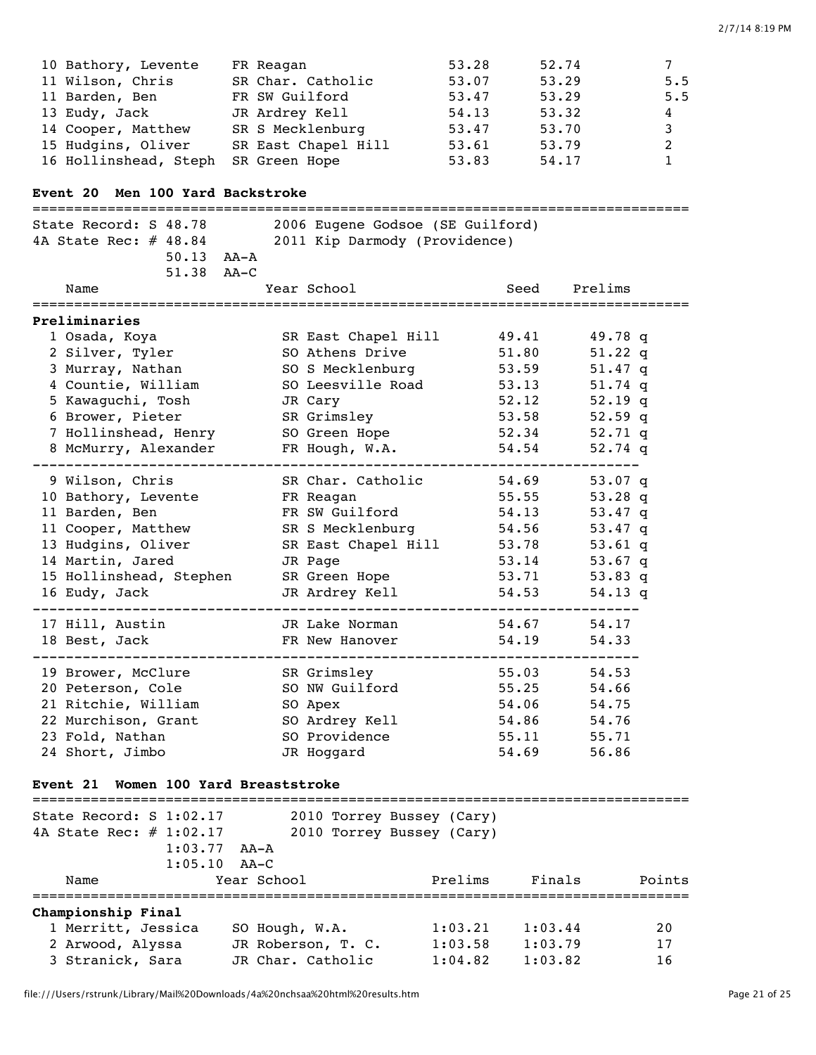| | Name | Year | School | Prelims | Finals | Points |
|---|---|---|---|---|---|---|
| 10 | Bathory, Levente | FR | Reagan | 53.28 | 52.74 | 7 |
| 11 | Wilson, Chris | SR | Char. Catholic | 53.07 | 53.29 | 5.5 |
| 11 | Barden, Ben | FR | SW Guilford | 53.47 | 53.29 | 5.5 |
| 13 | Eudy, Jack | JR | Ardrey Kell | 54.13 | 53.32 | 4 |
| 14 | Cooper, Matthew | SR | S Mecklenburg | 53.47 | 53.70 | 3 |
| 15 | Hudgins, Oliver | SR | East Chapel Hill | 53.61 | 53.79 | 2 |
| 16 | Hollinshead, Steph | SR | Green Hope | 53.83 | 54.17 | 1 |

### Event 20 Men 100 Yard Backstroke

State Record: S 48.78 — 2006 Eugene Godsoe (SE Guilford)
4A State Rec: # 48.84 — 2011 Kip Darmody (Providence)
50.13 AA-A
51.38 AA-C

**Preliminaries**

| | Name | Year | School | Seed | Prelims | |
|---|---|---|---|---|---|---|
| 1 | Osada, Koya | SR | East Chapel Hill | 49.41 | 49.78 | q |
| 2 | Silver, Tyler | SO | Athens Drive | 51.80 | 51.22 | q |
| 3 | Murray, Nathan | SO | S Mecklenburg | 53.59 | 51.47 | q |
| 4 | Countie, William | SO | Leesville Road | 53.13 | 51.74 | q |
| 5 | Kawaguchi, Tosh | JR | Cary | 52.12 | 52.19 | q |
| 6 | Brower, Pieter | SR | Grimsley | 53.58 | 52.59 | q |
| 7 | Hollinshead, Henry | SO | Green Hope | 52.34 | 52.71 | q |
| 8 | McMurry, Alexander | FR | Hough, W.A. | 54.54 | 52.74 | q |
| 9 | Wilson, Chris | SR | Char. Catholic | 54.69 | 53.07 | q |
| 10 | Bathory, Levente | FR | Reagan | 55.55 | 53.28 | q |
| 11 | Barden, Ben | FR | SW Guilford | 54.13 | 53.47 | q |
| 11 | Cooper, Matthew | SR | S Mecklenburg | 54.56 | 53.47 | q |
| 13 | Hudgins, Oliver | SR | East Chapel Hill | 53.78 | 53.61 | q |
| 14 | Martin, Jared | JR | Page | 53.14 | 53.67 | q |
| 15 | Hollinshead, Stephen | SR | Green Hope | 53.71 | 53.83 | q |
| 16 | Eudy, Jack | JR | Ardrey Kell | 54.53 | 54.13 | q |
| 17 | Hill, Austin | JR | Lake Norman | 54.67 | 54.17 | |
| 18 | Best, Jack | FR | New Hanover | 54.19 | 54.33 | |
| 19 | Brower, McClure | SR | Grimsley | 55.03 | 54.53 | |
| 20 | Peterson, Cole | SO | NW Guilford | 55.25 | 54.66 | |
| 21 | Ritchie, William | SO | Apex | 54.06 | 54.75 | |
| 22 | Murchison, Grant | SO | Ardrey Kell | 54.86 | 54.76 | |
| 23 | Fold, Nathan | SO | Providence | 55.11 | 55.71 | |
| 24 | Short, Jimbo | JR | Hoggard | 54.69 | 56.86 | |

### Event 21 Women 100 Yard Breaststroke

State Record: S 1:02.17 — 2010 Torrey Bussey (Cary)
4A State Rec: # 1:02.17 — 2010 Torrey Bussey (Cary)
1:03.77 AA-A
1:05.10 AA-C

**Championship Final**

| | Name | Year | School | Prelims | Finals | Points |
|---|---|---|---|---|---|---|
| 1 | Merritt, Jessica | SO | Hough, W.A. | 1:03.21 | 1:03.44 | 20 |
| 2 | Arwood, Alyssa | JR | Roberson, T. C. | 1:03.58 | 1:03.79 | 17 |
| 3 | Stranick, Sara | JR | Char. Catholic | 1:04.82 | 1:03.82 | 16 |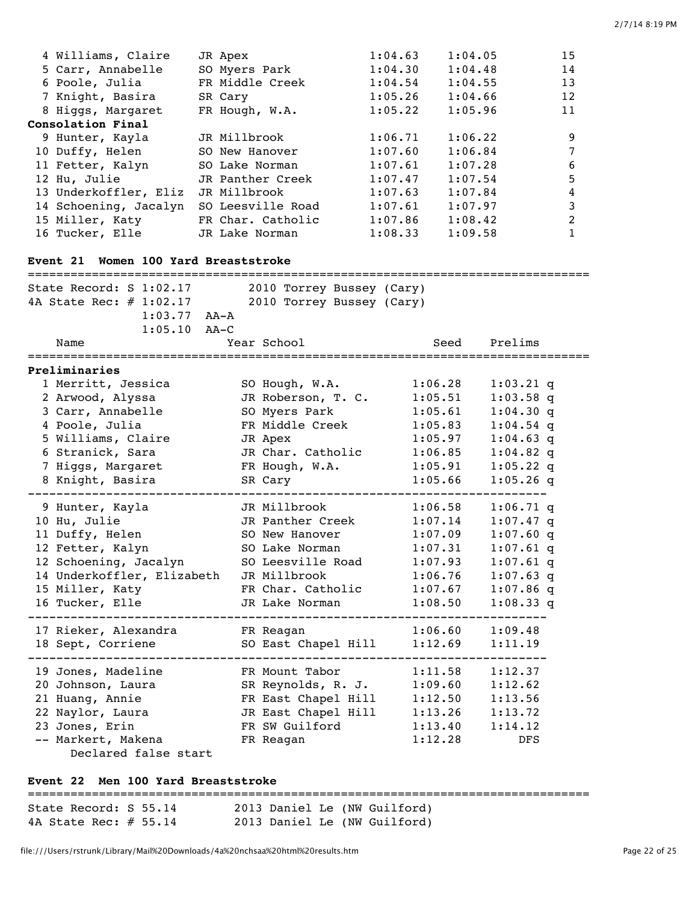| Place | Name | Year | School | Prelims | Finals | Points |
|---|---|---|---|---|---|---|
| 4 | Williams, Claire | JR | Apex | 1:04.63 | 1:04.05 | 15 |
| 5 | Carr, Annabelle | SO | Myers Park | 1:04.30 | 1:04.48 | 14 |
| 6 | Poole, Julia | FR | Middle Creek | 1:04.54 | 1:04.55 | 13 |
| 7 | Knight, Basira | SR | Cary | 1:05.26 | 1:04.66 | 12 |
| 8 | Higgs, Margaret | FR | Hough, W.A. | 1:05.22 | 1:05.96 | 11 |
| **Consolation Final** | | | | | | |
| 9 | Hunter, Kayla | JR | Millbrook | 1:06.71 | 1:06.22 | 9 |
| 10 | Duffy, Helen | SO | New Hanover | 1:07.60 | 1:06.84 | 7 |
| 11 | Fetter, Kalyn | SO | Lake Norman | 1:07.61 | 1:07.28 | 6 |
| 12 | Hu, Julie | JR | Panther Creek | 1:07.47 | 1:07.54 | 5 |
| 13 | Underkoffler, Eliz | JR | Millbrook | 1:07.63 | 1:07.84 | 4 |
| 14 | Schoening, Jacalyn | SO | Leesville Road | 1:07.61 | 1:07.97 | 3 |
| 15 | Miller, Katy | FR | Char. Catholic | 1:07.86 | 1:08.42 | 2 |
| 16 | Tucker, Elle | JR | Lake Norman | 1:08.33 | 1:09.58 | 1 |

### Event 21 Women 100 Yard Breaststroke

State Record: S 1:02.17 — 2010 Torrey Bussey (Cary)
4A State Rec: # 1:02.17 — 2010 Torrey Bussey (Cary)
1:03.77 AA-A
1:05.10 AA-C

| Place | Name | Year | School | Seed | Prelims |
|---|---|---|---|---|---|
| **Preliminaries** | | | | | |
| 1 | Merritt, Jessica | SO | Hough, W.A. | 1:06.28 | 1:03.21 q |
| 2 | Arwood, Alyssa | JR | Roberson, T. C. | 1:05.51 | 1:03.58 q |
| 3 | Carr, Annabelle | SO | Myers Park | 1:05.61 | 1:04.30 q |
| 4 | Poole, Julia | FR | Middle Creek | 1:05.83 | 1:04.54 q |
| 5 | Williams, Claire | JR | Apex | 1:05.97 | 1:04.63 q |
| 6 | Stranick, Sara | JR | Char. Catholic | 1:06.85 | 1:04.82 q |
| 7 | Higgs, Margaret | FR | Hough, W.A. | 1:05.91 | 1:05.22 q |
| 8 | Knight, Basira | SR | Cary | 1:05.66 | 1:05.26 q |
| 9 | Hunter, Kayla | JR | Millbrook | 1:06.58 | 1:06.71 q |
| 10 | Hu, Julie | JR | Panther Creek | 1:07.14 | 1:07.47 q |
| 11 | Duffy, Helen | SO | New Hanover | 1:07.09 | 1:07.60 q |
| 12 | Fetter, Kalyn | SO | Lake Norman | 1:07.31 | 1:07.61 q |
| 12 | Schoening, Jacalyn | SO | Leesville Road | 1:07.93 | 1:07.61 q |
| 14 | Underkoffler, Elizabeth | JR | Millbrook | 1:06.76 | 1:07.63 q |
| 15 | Miller, Katy | FR | Char. Catholic | 1:07.67 | 1:07.86 q |
| 16 | Tucker, Elle | JR | Lake Norman | 1:08.50 | 1:08.33 q |
| 17 | Rieker, Alexandra | FR | Reagan | 1:06.60 | 1:09.48 |
| 18 | Sept, Corriene | SO | East Chapel Hill | 1:12.69 | 1:11.19 |
| 19 | Jones, Madeline | FR | Mount Tabor | 1:11.58 | 1:12.37 |
| 20 | Johnson, Laura | SR | Reynolds, R. J. | 1:09.60 | 1:12.62 |
| 21 | Huang, Annie | FR | East Chapel Hill | 1:12.50 | 1:13.56 |
| 22 | Naylor, Laura | JR | East Chapel Hill | 1:13.26 | 1:13.72 |
| 23 | Jones, Erin | FR | SW Guilford | 1:13.40 | 1:14.12 |
| -- | Markert, Makena | FR | Reagan | 1:12.28 | DFS |

Declared false start

### Event 22 Men 100 Yard Breaststroke

State Record: S 55.14 — 2013 Daniel Le (NW Guilford)
4A State Rec: # 55.14 — 2013 Daniel Le (NW Guilford)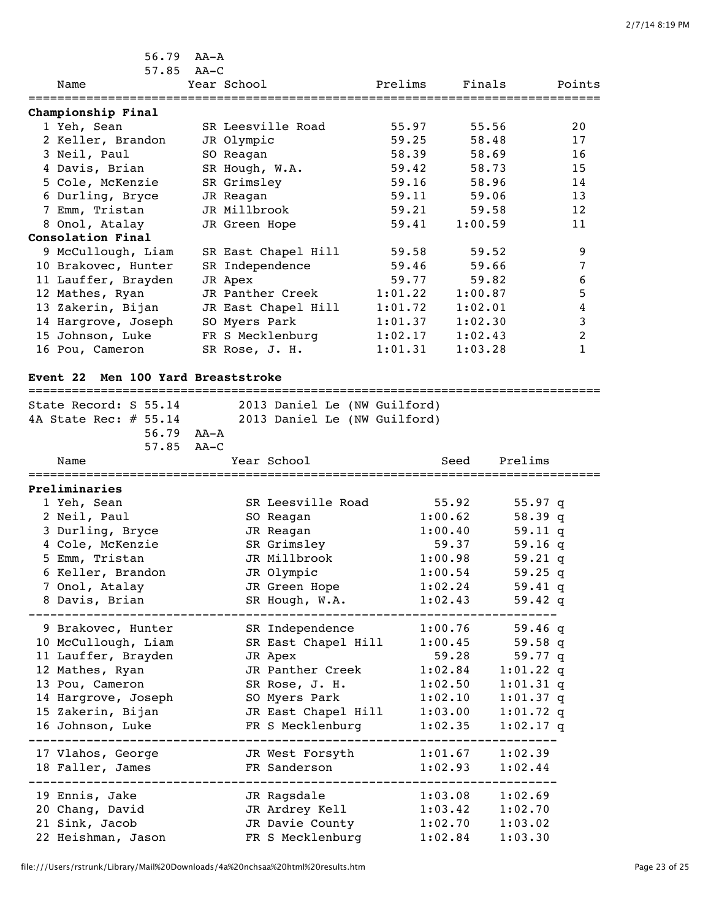56.79 AA-A
57.85 AA-C

| Name | Year | School | Prelims | Finals | Points |
|---|---|---|---|---|---|
| **Championship Final** | | | | | |
| 1 Yeh, Sean | SR | Leesville Road | 55.97 | 55.56 | 20 |
| 2 Keller, Brandon | JR | Olympic | 59.25 | 58.48 | 17 |
| 3 Neil, Paul | SO | Reagan | 58.39 | 58.69 | 16 |
| 4 Davis, Brian | SR | Hough, W.A. | 59.42 | 58.73 | 15 |
| 5 Cole, McKenzie | SR | Grimsley | 59.16 | 58.96 | 14 |
| 6 Durling, Bryce | JR | Reagan | 59.11 | 59.06 | 13 |
| 7 Emm, Tristan | JR | Millbrook | 59.21 | 59.58 | 12 |
| 8 Onol, Atalay | JR | Green Hope | 59.41 | 1:00.59 | 11 |
| **Consolation Final** | | | | | |
| 9 McCullough, Liam | SR | East Chapel Hill | 59.58 | 59.52 | 9 |
| 10 Brakovec, Hunter | SR | Independence | 59.46 | 59.66 | 7 |
| 11 Lauffer, Brayden | JR | Apex | 59.77 | 59.82 | 6 |
| 12 Mathes, Ryan | JR | Panther Creek | 1:01.22 | 1:00.87 | 5 |
| 13 Zakerin, Bijan | JR | East Chapel Hill | 1:01.72 | 1:02.01 | 4 |
| 14 Hargrove, Joseph | SO | Myers Park | 1:01.37 | 1:02.30 | 3 |
| 15 Johnson, Luke | FR | S Mecklenburg | 1:02.17 | 1:02.43 | 2 |
| 16 Pou, Cameron | SR | Rose, J. H. | 1:01.31 | 1:03.28 | 1 |

## Event 22 Men 100 Yard Breaststroke

State Record: S 55.14 2013 Daniel Le (NW Guilford)
4A State Rec: # 55.14 2013 Daniel Le (NW Guilford)
56.79 AA-A
57.85 AA-C

| Name | Year | School | Seed | Prelims | |
|---|---|---|---|---|---|
| **Preliminaries** | | | | | |
| 1 Yeh, Sean | SR | Leesville Road | 55.92 | 55.97 | q |
| 2 Neil, Paul | SO | Reagan | 1:00.62 | 58.39 | q |
| 3 Durling, Bryce | JR | Reagan | 1:00.40 | 59.11 | q |
| 4 Cole, McKenzie | SR | Grimsley | 59.37 | 59.16 | q |
| 5 Emm, Tristan | JR | Millbrook | 1:00.98 | 59.21 | q |
| 6 Keller, Brandon | JR | Olympic | 1:00.54 | 59.25 | q |
| 7 Onol, Atalay | JR | Green Hope | 1:02.24 | 59.41 | q |
| 8 Davis, Brian | SR | Hough, W.A. | 1:02.43 | 59.42 | q |
| 9 Brakovec, Hunter | SR | Independence | 1:00.76 | 59.46 | q |
| 10 McCullough, Liam | SR | East Chapel Hill | 1:00.45 | 59.58 | q |
| 11 Lauffer, Brayden | JR | Apex | 59.28 | 59.77 | q |
| 12 Mathes, Ryan | JR | Panther Creek | 1:02.84 | 1:01.22 | q |
| 13 Pou, Cameron | SR | Rose, J. H. | 1:02.50 | 1:01.31 | q |
| 14 Hargrove, Joseph | SO | Myers Park | 1:02.10 | 1:01.37 | q |
| 15 Zakerin, Bijan | JR | East Chapel Hill | 1:03.00 | 1:01.72 | q |
| 16 Johnson, Luke | FR | S Mecklenburg | 1:02.35 | 1:02.17 | q |
| 17 Vlahos, George | JR | West Forsyth | 1:01.67 | 1:02.39 | |
| 18 Faller, James | FR | Sanderson | 1:02.93 | 1:02.44 | |
| 19 Ennis, Jake | JR | Ragsdale | 1:03.08 | 1:02.69 | |
| 20 Chang, David | JR | Ardrey Kell | 1:03.42 | 1:02.70 | |
| 21 Sink, Jacob | JR | Davie County | 1:02.70 | 1:03.02 | |
| 22 Heishman, Jason | FR | S Mecklenburg | 1:02.84 | 1:03.30 | |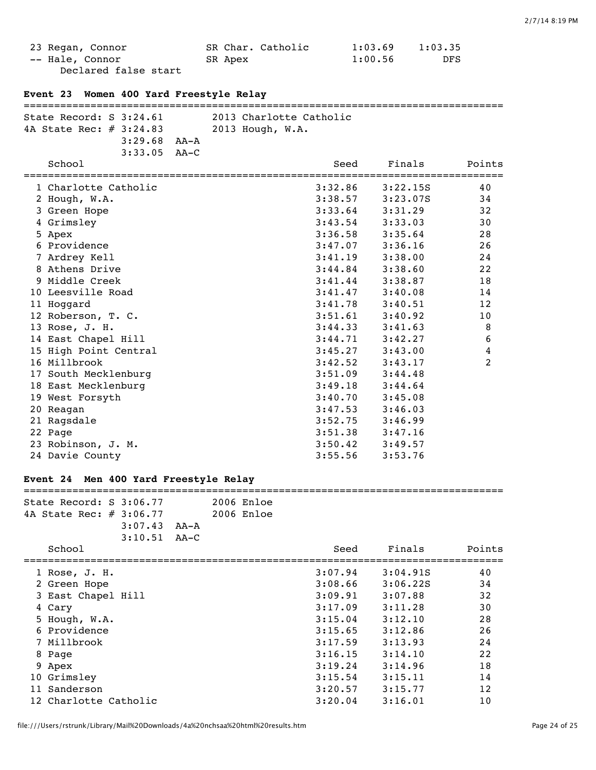| | | | | | |
|---|---|---|---|---|---|
| 23 | Regan, Connor | SR | Char. Catholic | 1:03.69 | 1:03.35 |
| -- | Hale, Connor | SR | Apex | 1:00.56 | DFS |

Declared false start

### Event 23 Women 400 Yard Freestyle Relay

State Record: S 3:24.61 — 2013 Charlotte Catholic
4A State Rec: # 3:24.83 — 2013 Hough, W.A.
3:29.68 AA-A
3:33.05 AA-C

| | School | Seed | Finals | Points |
|---|---|---|---|---|
| 1 | Charlotte Catholic | 3:32.86 | 3:22.15S | 40 |
| 2 | Hough, W.A. | 3:38.57 | 3:23.07S | 34 |
| 3 | Green Hope | 3:33.64 | 3:31.29 | 32 |
| 4 | Grimsley | 3:43.54 | 3:33.03 | 30 |
| 5 | Apex | 3:36.58 | 3:35.64 | 28 |
| 6 | Providence | 3:47.07 | 3:36.16 | 26 |
| 7 | Ardrey Kell | 3:41.19 | 3:38.00 | 24 |
| 8 | Athens Drive | 3:44.84 | 3:38.60 | 22 |
| 9 | Middle Creek | 3:41.44 | 3:38.87 | 18 |
| 10 | Leesville Road | 3:41.47 | 3:40.08 | 14 |
| 11 | Hoggard | 3:41.78 | 3:40.51 | 12 |
| 12 | Roberson, T. C. | 3:51.61 | 3:40.92 | 10 |
| 13 | Rose, J. H. | 3:44.33 | 3:41.63 | 8 |
| 14 | East Chapel Hill | 3:44.71 | 3:42.27 | 6 |
| 15 | High Point Central | 3:45.27 | 3:43.00 | 4 |
| 16 | Millbrook | 3:42.52 | 3:43.17 | 2 |
| 17 | South Mecklenburg | 3:51.09 | 3:44.48 | |
| 18 | East Mecklenburg | 3:49.18 | 3:44.64 | |
| 19 | West Forsyth | 3:40.70 | 3:45.08 | |
| 20 | Reagan | 3:47.53 | 3:46.03 | |
| 21 | Ragsdale | 3:52.75 | 3:46.99 | |
| 22 | Page | 3:51.38 | 3:47.16 | |
| 23 | Robinson, J. M. | 3:50.42 | 3:49.57 | |
| 24 | Davie County | 3:55.56 | 3:53.76 | |

### Event 24 Men 400 Yard Freestyle Relay

State Record: S 3:06.77 — 2006 Enloe
4A State Rec: # 3:06.77 — 2006 Enloe
3:07.43 AA-A
3:10.51 AA-C

| | School | Seed | Finals | Points |
|---|---|---|---|---|
| 1 | Rose, J. H. | 3:07.94 | 3:04.91S | 40 |
| 2 | Green Hope | 3:08.66 | 3:06.22S | 34 |
| 3 | East Chapel Hill | 3:09.91 | 3:07.88 | 32 |
| 4 | Cary | 3:17.09 | 3:11.28 | 30 |
| 5 | Hough, W.A. | 3:15.04 | 3:12.10 | 28 |
| 6 | Providence | 3:15.65 | 3:12.86 | 26 |
| 7 | Millbrook | 3:17.59 | 3:13.93 | 24 |
| 8 | Page | 3:16.15 | 3:14.10 | 22 |
| 9 | Apex | 3:19.24 | 3:14.96 | 18 |
| 10 | Grimsley | 3:15.54 | 3:15.11 | 14 |
| 11 | Sanderson | 3:20.57 | 3:15.77 | 12 |
| 12 | Charlotte Catholic | 3:20.04 | 3:16.01 | 10 |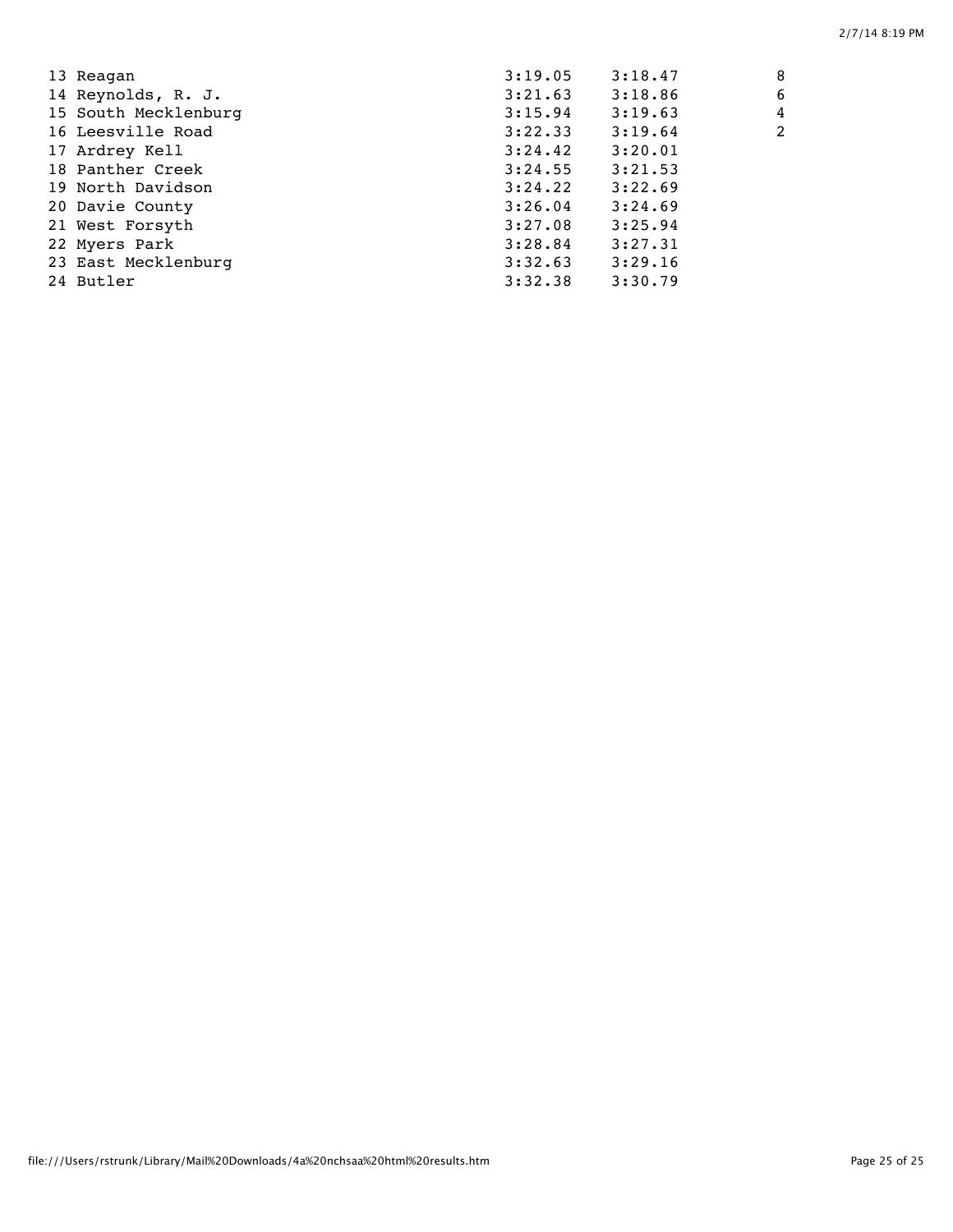| | | | | |
|---|---|---|---|---|
| 13 | Reagan | 3:19.05 | 3:18.47 | 8 |
| 14 | Reynolds, R. J. | 3:21.63 | 3:18.86 | 6 |
| 15 | South Mecklenburg | 3:15.94 | 3:19.63 | 4 |
| 16 | Leesville Road | 3:22.33 | 3:19.64 | 2 |
| 17 | Ardrey Kell | 3:24.42 | 3:20.01 | |
| 18 | Panther Creek | 3:24.55 | 3:21.53 | |
| 19 | North Davidson | 3:24.22 | 3:22.69 | |
| 20 | Davie County | 3:26.04 | 3:24.69 | |
| 21 | West Forsyth | 3:27.08 | 3:25.94 | |
| 22 | Myers Park | 3:28.84 | 3:27.31 | |
| 23 | East Mecklenburg | 3:32.63 | 3:29.16 | |
| 24 | Butler | 3:32.38 | 3:30.79 | |